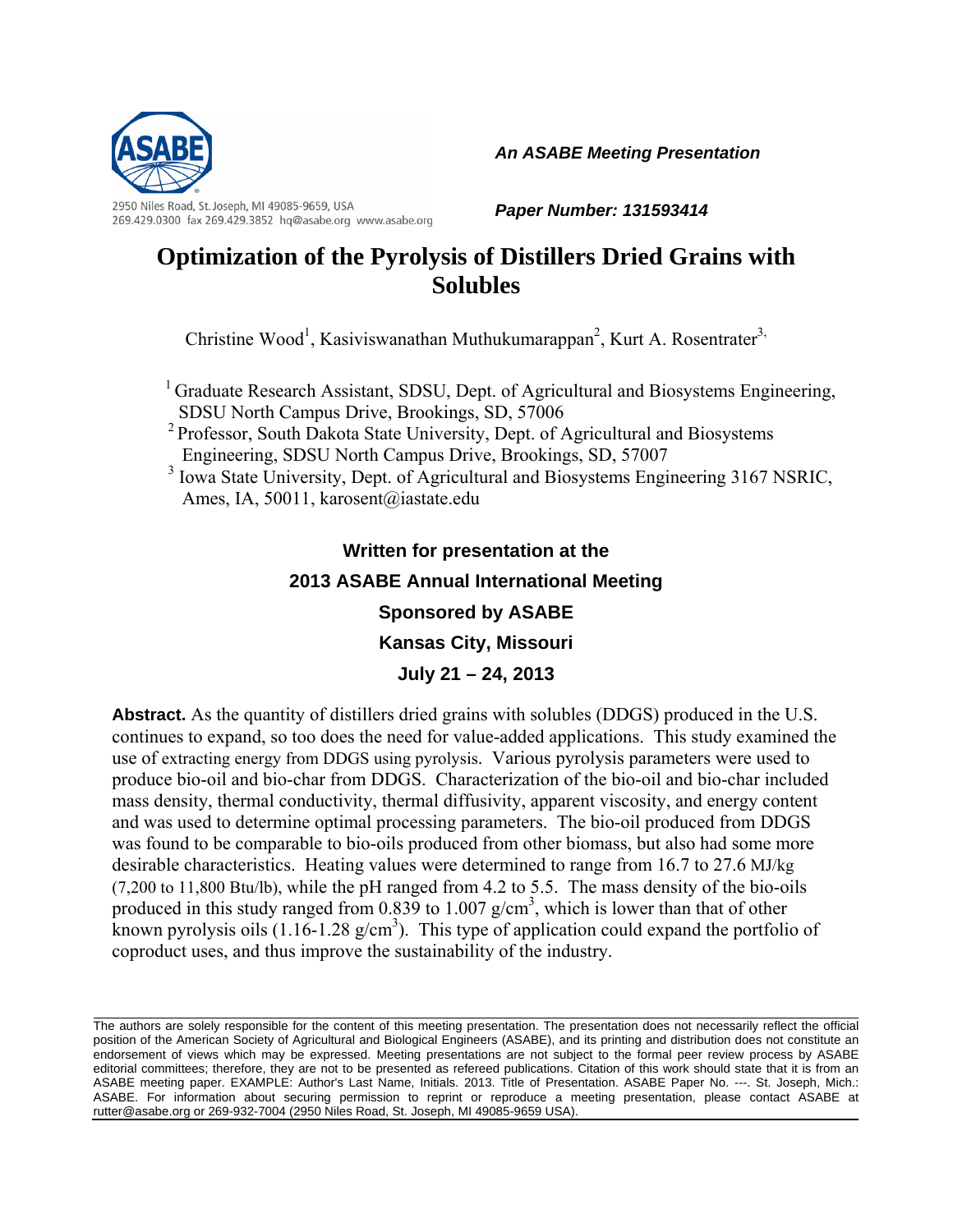2950 Niles Road, St. Joseph, MI 49085-9659, USA
269.429.0300 fax 269.429.3852 hq@asabe.org www.asabe.org

***An ASABE Meeting Presentation***

***Paper Number: 131593414***

# Optimization of the Pyrolysis of Distillers Dried Grains with Solubles

Christine Wood[1], Kasiviswanathan Muthukumarappan[2], Kurt A. Rosentrater[3]

[1] Graduate Research Assistant, SDSU, Dept. of Agricultural and Biosystems Engineering, SDSU North Campus Drive, Brookings, SD, 57006

[2] Professor, South Dakota State University, Dept. of Agricultural and Biosystems Engineering, SDSU North Campus Drive, Brookings, SD, 57007

[3] Iowa State University, Dept. of Agricultural and Biosystems Engineering 3167 NSRIC, Ames, IA, 50011, karosent@iastate.edu

**Written for presentation at the**
**2013 ASABE Annual International Meeting**
**Sponsored by ASABE**
**Kansas City, Missouri**
**July 21 – 24, 2013**

**Abstract.** As the quantity of distillers dried grains with solubles (DDGS) produced in the U.S. continues to expand, so too does the need for value-added applications. This study examined the use of extracting energy from DDGS using pyrolysis. Various pyrolysis parameters were used to produce bio-oil and bio-char from DDGS. Characterization of the bio-oil and bio-char included mass density, thermal conductivity, thermal diffusivity, apparent viscosity, and energy content and was used to determine optimal processing parameters. The bio-oil produced from DDGS was found to be comparable to bio-oils produced from other biomass, but also had some more desirable characteristics. Heating values were determined to range from 16.7 to 27.6 MJ/kg (7,200 to 11,800 Btu/lb), while the pH ranged from 4.2 to 5.5. The mass density of the bio-oils produced in this study ranged from 0.839 to 1.007 g/cm$^3$, which is lower than that of other known pyrolysis oils (1.16-1.28 g/cm$^3$). This type of application could expand the portfolio of coproduct uses, and thus improve the sustainability of the industry.

The authors are solely responsible for the content of this meeting presentation. The presentation does not necessarily reflect the official position of the American Society of Agricultural and Biological Engineers (ASABE), and its printing and distribution does not constitute an endorsement of views which may be expressed. Meeting presentations are not subject to the formal peer review process by ASABE editorial committees; therefore, they are not to be presented as refereed publications. Citation of this work should state that it is from an ASABE meeting paper. EXAMPLE: Author's Last Name, Initials. 2013. Title of Presentation. ASABE Paper No. ---. St. Joseph, Mich.: ASABE. For information about securing permission to reprint or reproduce a meeting presentation, please contact ASABE at rutter@asabe.org or 269-932-7004 (2950 Niles Road, St. Joseph, MI 49085-9659 USA).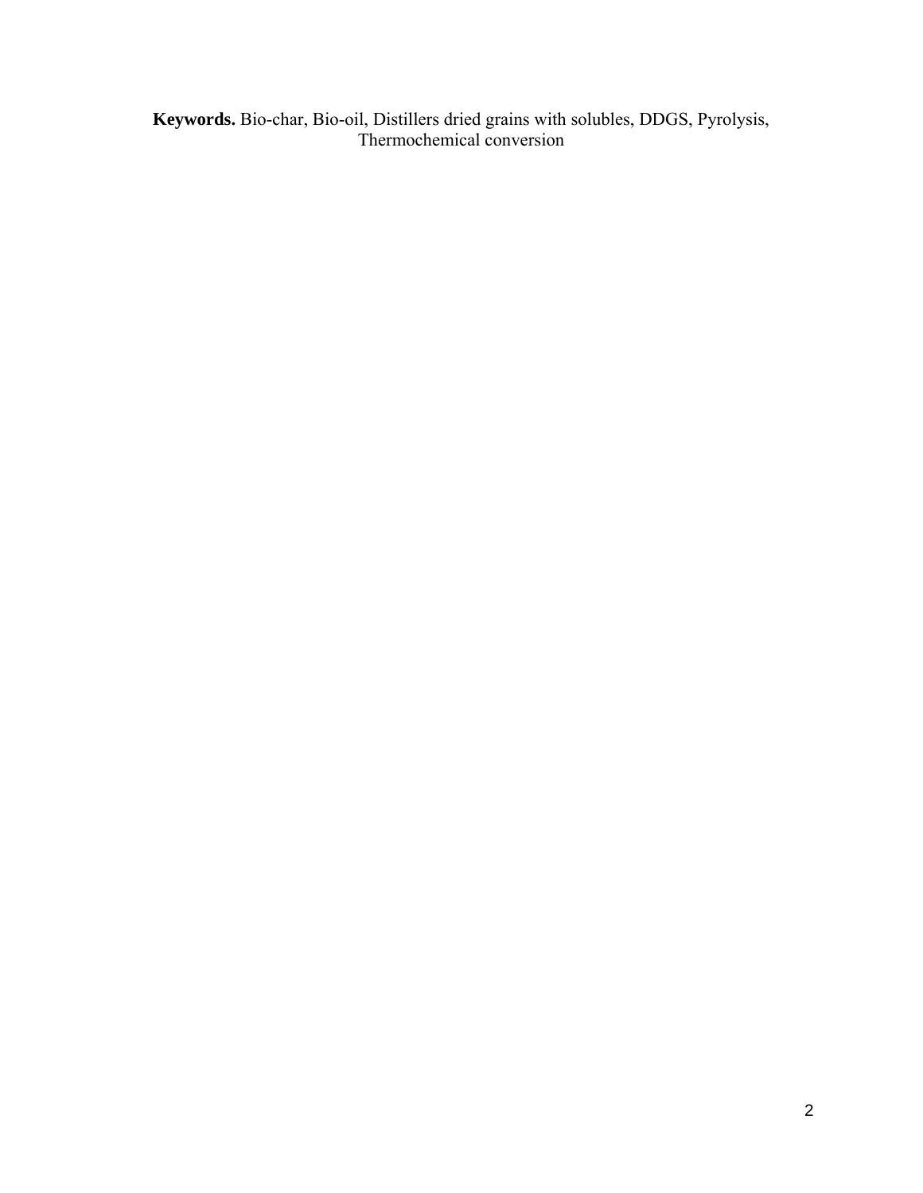**Keywords.** Bio-char, Bio-oil, Distillers dried grains with solubles, DDGS, Pyrolysis, Thermochemical conversion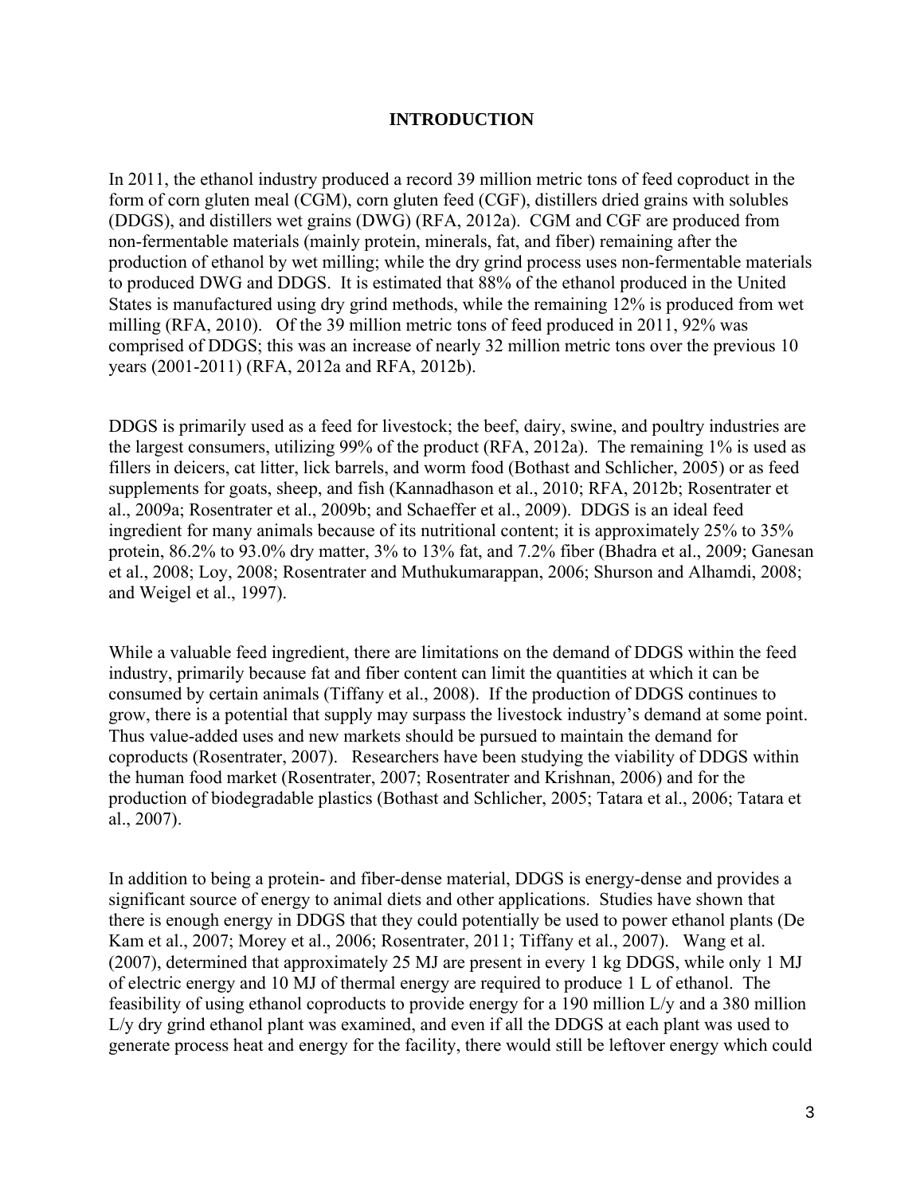## INTRODUCTION

In 2011, the ethanol industry produced a record 39 million metric tons of feed coproduct in the form of corn gluten meal (CGM), corn gluten feed (CGF), distillers dried grains with solubles (DDGS), and distillers wet grains (DWG) (RFA, 2012a). CGM and CGF are produced from non-fermentable materials (mainly protein, minerals, fat, and fiber) remaining after the production of ethanol by wet milling; while the dry grind process uses non-fermentable materials to produced DWG and DDGS. It is estimated that 88% of the ethanol produced in the United States is manufactured using dry grind methods, while the remaining 12% is produced from wet milling (RFA, 2010). Of the 39 million metric tons of feed produced in 2011, 92% was comprised of DDGS; this was an increase of nearly 32 million metric tons over the previous 10 years (2001-2011) (RFA, 2012a and RFA, 2012b).

DDGS is primarily used as a feed for livestock; the beef, dairy, swine, and poultry industries are the largest consumers, utilizing 99% of the product (RFA, 2012a). The remaining 1% is used as fillers in deicers, cat litter, lick barrels, and worm food (Bothast and Schlicher, 2005) or as feed supplements for goats, sheep, and fish (Kannadhason et al., 2010; RFA, 2012b; Rosentrater et al., 2009a; Rosentrater et al., 2009b; and Schaeffer et al., 2009). DDGS is an ideal feed ingredient for many animals because of its nutritional content; it is approximately 25% to 35% protein, 86.2% to 93.0% dry matter, 3% to 13% fat, and 7.2% fiber (Bhadra et al., 2009; Ganesan et al., 2008; Loy, 2008; Rosentrater and Muthukumarappan, 2006; Shurson and Alhamdi, 2008; and Weigel et al., 1997).

While a valuable feed ingredient, there are limitations on the demand of DDGS within the feed industry, primarily because fat and fiber content can limit the quantities at which it can be consumed by certain animals (Tiffany et al., 2008). If the production of DDGS continues to grow, there is a potential that supply may surpass the livestock industry's demand at some point. Thus value-added uses and new markets should be pursued to maintain the demand for coproducts (Rosentrater, 2007). Researchers have been studying the viability of DDGS within the human food market (Rosentrater, 2007; Rosentrater and Krishnan, 2006) and for the production of biodegradable plastics (Bothast and Schlicher, 2005; Tatara et al., 2006; Tatara et al., 2007).

In addition to being a protein- and fiber-dense material, DDGS is energy-dense and provides a significant source of energy to animal diets and other applications. Studies have shown that there is enough energy in DDGS that they could potentially be used to power ethanol plants (De Kam et al., 2007; Morey et al., 2006; Rosentrater, 2011; Tiffany et al., 2007). Wang et al. (2007), determined that approximately 25 MJ are present in every 1 kg DDGS, while only 1 MJ of electric energy and 10 MJ of thermal energy are required to produce 1 L of ethanol. The feasibility of using ethanol coproducts to provide energy for a 190 million L/y and a 380 million L/y dry grind ethanol plant was examined, and even if all the DDGS at each plant was used to generate process heat and energy for the facility, there would still be leftover energy which could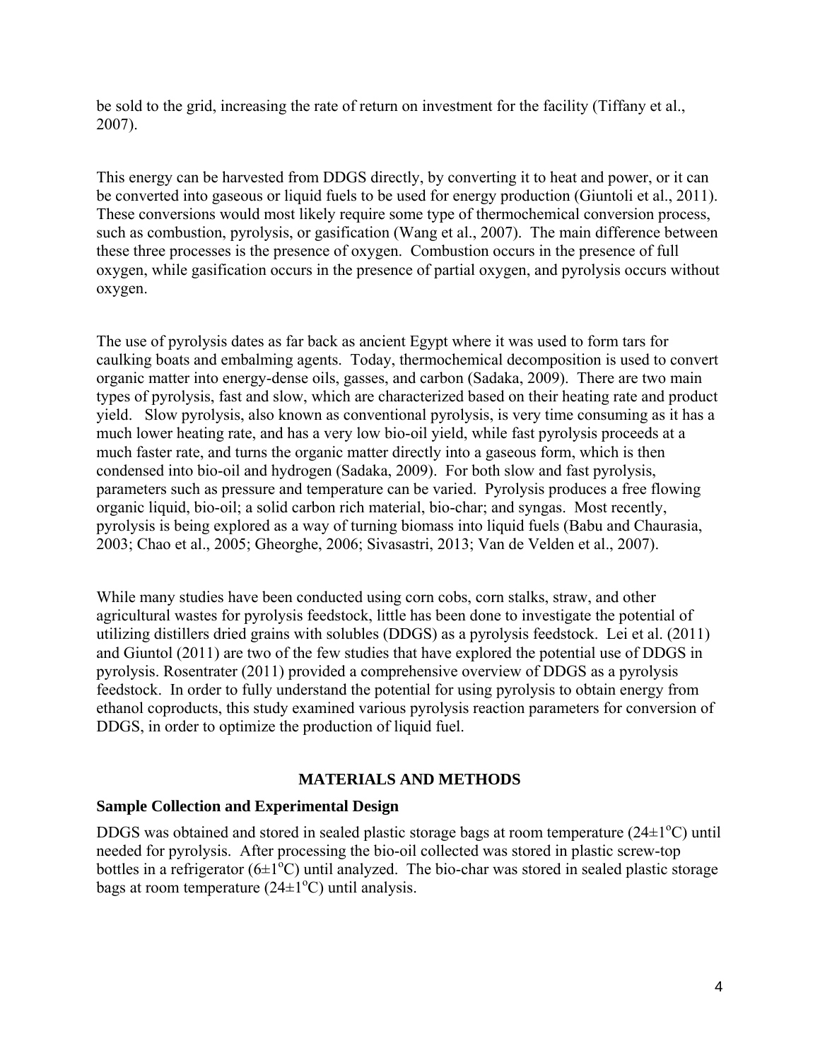be sold to the grid, increasing the rate of return on investment for the facility (Tiffany et al., 2007).

This energy can be harvested from DDGS directly, by converting it to heat and power, or it can be converted into gaseous or liquid fuels to be used for energy production (Giuntoli et al., 2011). These conversions would most likely require some type of thermochemical conversion process, such as combustion, pyrolysis, or gasification (Wang et al., 2007). The main difference between these three processes is the presence of oxygen. Combustion occurs in the presence of full oxygen, while gasification occurs in the presence of partial oxygen, and pyrolysis occurs without oxygen.

The use of pyrolysis dates as far back as ancient Egypt where it was used to form tars for caulking boats and embalming agents. Today, thermochemical decomposition is used to convert organic matter into energy-dense oils, gasses, and carbon (Sadaka, 2009). There are two main types of pyrolysis, fast and slow, which are characterized based on their heating rate and product yield. Slow pyrolysis, also known as conventional pyrolysis, is very time consuming as it has a much lower heating rate, and has a very low bio-oil yield, while fast pyrolysis proceeds at a much faster rate, and turns the organic matter directly into a gaseous form, which is then condensed into bio-oil and hydrogen (Sadaka, 2009). For both slow and fast pyrolysis, parameters such as pressure and temperature can be varied. Pyrolysis produces a free flowing organic liquid, bio-oil; a solid carbon rich material, bio-char; and syngas. Most recently, pyrolysis is being explored as a way of turning biomass into liquid fuels (Babu and Chaurasia, 2003; Chao et al., 2005; Gheorghe, 2006; Sivasastri, 2013; Van de Velden et al., 2007).

While many studies have been conducted using corn cobs, corn stalks, straw, and other agricultural wastes for pyrolysis feedstock, little has been done to investigate the potential of utilizing distillers dried grains with solubles (DDGS) as a pyrolysis feedstock. Lei et al. (2011) and Giuntol (2011) are two of the few studies that have explored the potential use of DDGS in pyrolysis. Rosentrater (2011) provided a comprehensive overview of DDGS as a pyrolysis feedstock. In order to fully understand the potential for using pyrolysis to obtain energy from ethanol coproducts, this study examined various pyrolysis reaction parameters for conversion of DDGS, in order to optimize the production of liquid fuel.

## MATERIALS AND METHODS

### Sample Collection and Experimental Design

DDGS was obtained and stored in sealed plastic storage bags at room temperature ($24\pm1^{o}C$) until needed for pyrolysis. After processing the bio-oil collected was stored in plastic screw-top bottles in a refrigerator ($6\pm1^{o}C$) until analyzed. The bio-char was stored in sealed plastic storage bags at room temperature ($24\pm1^{o}C$) until analysis.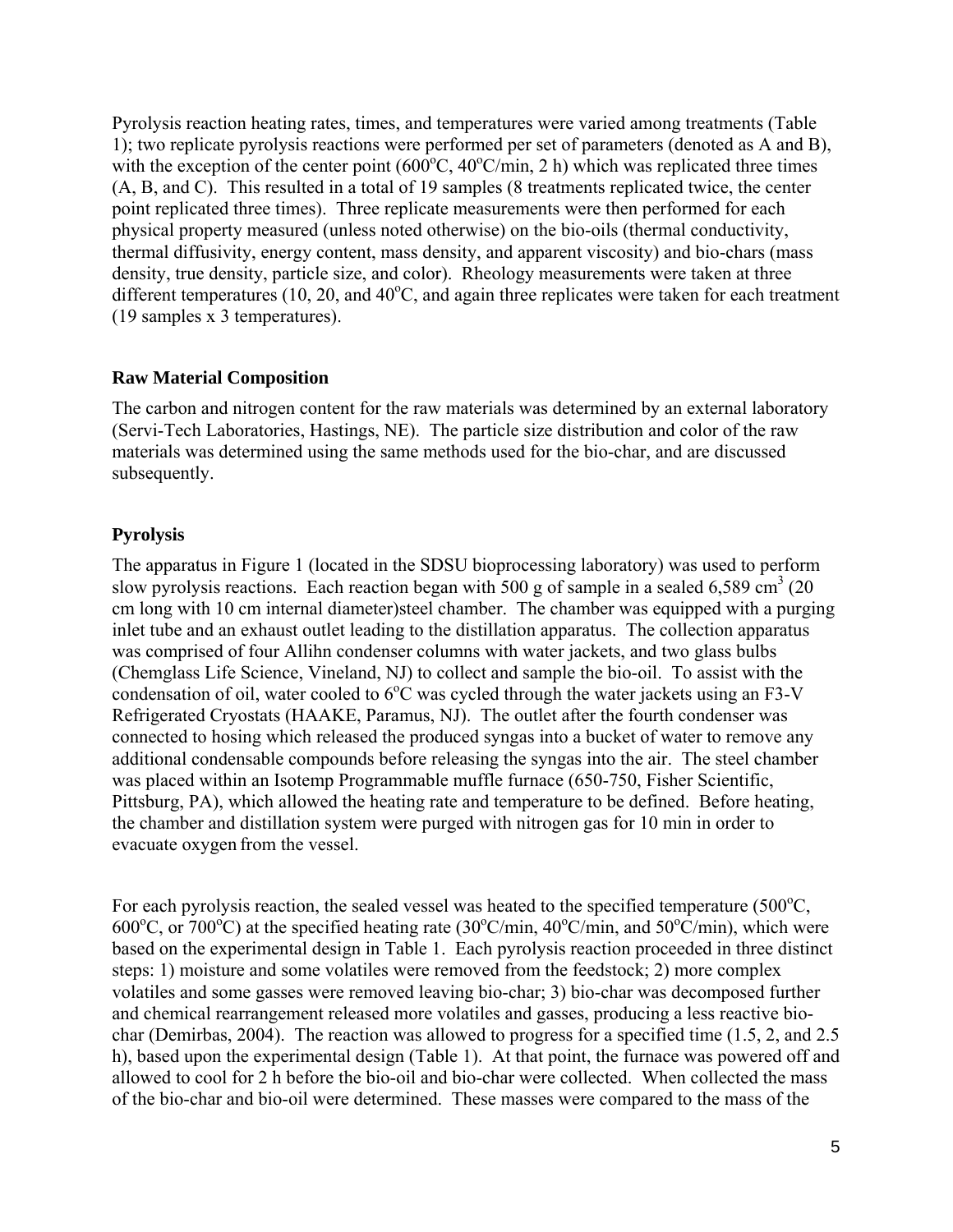Pyrolysis reaction heating rates, times, and temperatures were varied among treatments (Table 1); two replicate pyrolysis reactions were performed per set of parameters (denoted as A and B), with the exception of the center point (600$^{o}$C, 40$^{o}$C/min, 2 h) which was replicated three times (A, B, and C). This resulted in a total of 19 samples (8 treatments replicated twice, the center point replicated three times). Three replicate measurements were then performed for each physical property measured (unless noted otherwise) on the bio-oils (thermal conductivity, thermal diffusivity, energy content, mass density, and apparent viscosity) and bio-chars (mass density, true density, particle size, and color). Rheology measurements were taken at three different temperatures (10, 20, and 40$^{o}$C, and again three replicates were taken for each treatment (19 samples x 3 temperatures).

## Raw Material Composition

The carbon and nitrogen content for the raw materials was determined by an external laboratory (Servi-Tech Laboratories, Hastings, NE). The particle size distribution and color of the raw materials was determined using the same methods used for the bio-char, and are discussed subsequently.

## Pyrolysis

The apparatus in Figure 1 (located in the SDSU bioprocessing laboratory) was used to perform slow pyrolysis reactions. Each reaction began with 500 g of sample in a sealed 6,589 cm$^3$ (20 cm long with 10 cm internal diameter)steel chamber. The chamber was equipped with a purging inlet tube and an exhaust outlet leading to the distillation apparatus. The collection apparatus was comprised of four Allihn condenser columns with water jackets, and two glass bulbs (Chemglass Life Science, Vineland, NJ) to collect and sample the bio-oil. To assist with the condensation of oil, water cooled to 6$^{o}$C was cycled through the water jackets using an F3-V Refrigerated Cryostats (HAAKE, Paramus, NJ). The outlet after the fourth condenser was connected to hosing which released the produced syngas into a bucket of water to remove any additional condensable compounds before releasing the syngas into the air. The steel chamber was placed within an Isotemp Programmable muffle furnace (650-750, Fisher Scientific, Pittsburg, PA), which allowed the heating rate and temperature to be defined. Before heating, the chamber and distillation system were purged with nitrogen gas for 10 min in order to evacuate oxygen from the vessel.

For each pyrolysis reaction, the sealed vessel was heated to the specified temperature (500$^{o}$C, 600$^{o}$C, or 700$^{o}$C) at the specified heating rate (30$^{o}$C/min, 40$^{o}$C/min, and 50$^{o}$C/min), which were based on the experimental design in Table 1. Each pyrolysis reaction proceeded in three distinct steps: 1) moisture and some volatiles were removed from the feedstock; 2) more complex volatiles and some gasses were removed leaving bio-char; 3) bio-char was decomposed further and chemical rearrangement released more volatiles and gasses, producing a less reactive bio-char (Demirbas, 2004). The reaction was allowed to progress for a specified time (1.5, 2, and 2.5 h), based upon the experimental design (Table 1). At that point, the furnace was powered off and allowed to cool for 2 h before the bio-oil and bio-char were collected. When collected the mass of the bio-char and bio-oil were determined. These masses were compared to the mass of the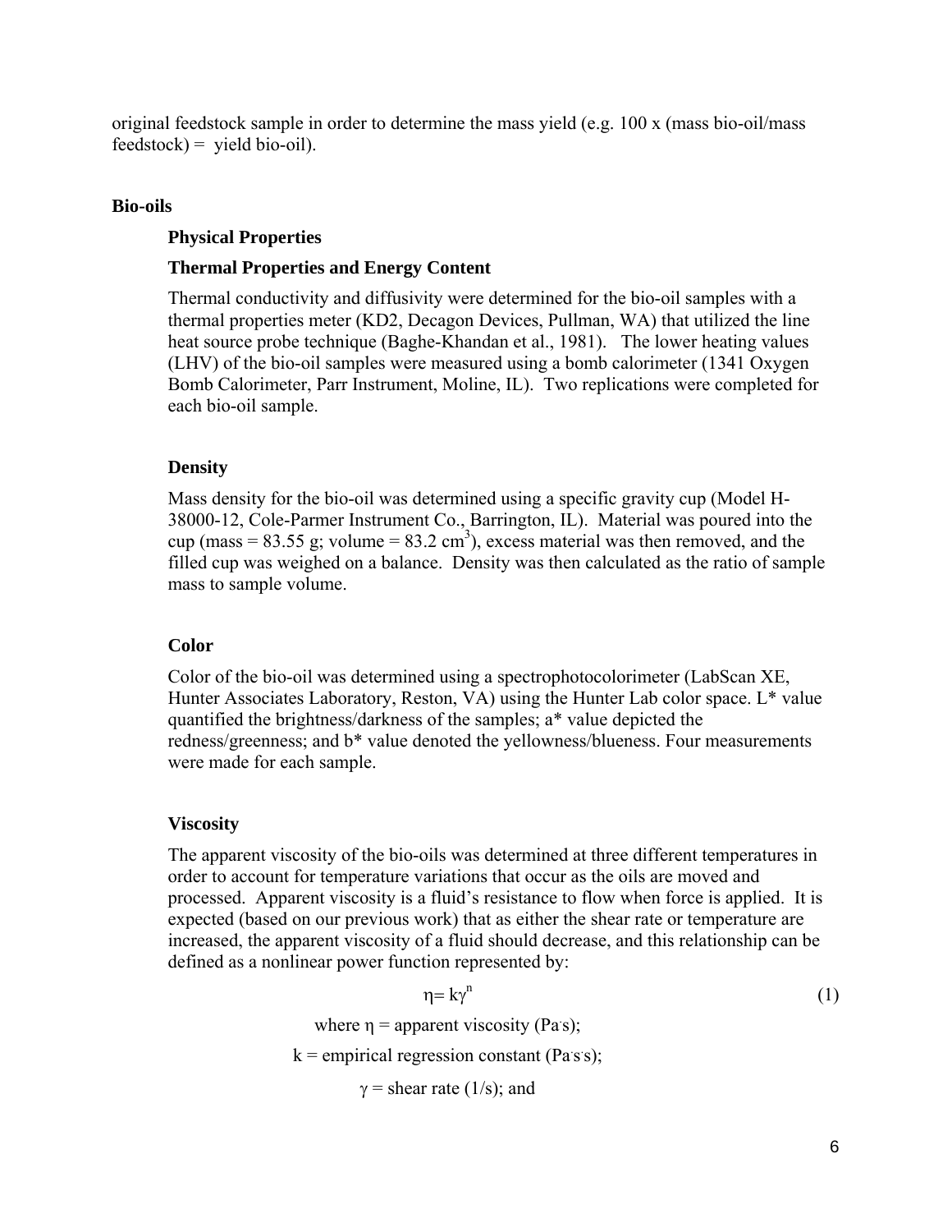original feedstock sample in order to determine the mass yield (e.g. 100 x (mass bio-oil/mass feedstock) = yield bio-oil).

## Bio-oils

### Physical Properties

### Thermal Properties and Energy Content

Thermal conductivity and diffusivity were determined for the bio-oil samples with a thermal properties meter (KD2, Decagon Devices, Pullman, WA) that utilized the line heat source probe technique (Baghe-Khandan et al., 1981). The lower heating values (LHV) of the bio-oil samples were measured using a bomb calorimeter (1341 Oxygen Bomb Calorimeter, Parr Instrument, Moline, IL). Two replications were completed for each bio-oil sample.

### Density

Mass density for the bio-oil was determined using a specific gravity cup (Model H-38000-12, Cole-Parmer Instrument Co., Barrington, IL). Material was poured into the cup (mass = 83.55 g; volume = 83.2 $cm^3$), excess material was then removed, and the filled cup was weighed on a balance. Density was then calculated as the ratio of sample mass to sample volume.

### Color

Color of the bio-oil was determined using a spectrophotocolorimeter (LabScan XE, Hunter Associates Laboratory, Reston, VA) using the Hunter Lab color space. L* value quantified the brightness/darkness of the samples; a* value depicted the redness/greenness; and b* value denoted the yellowness/blueness. Four measurements were made for each sample.

### Viscosity

The apparent viscosity of the bio-oils was determined at three different temperatures in order to account for temperature variations that occur as the oils are moved and processed. Apparent viscosity is a fluid's resistance to flow when force is applied. It is expected (based on our previous work) that as either the shear rate or temperature are increased, the apparent viscosity of a fluid should decrease, and this relationship can be defined as a nonlinear power function represented by:

$$\eta = k\gamma^n \tag{1}$$

where $\eta$ = apparent viscosity (Pa·s);

k = empirical regression constant (Pa·s·s);

$\gamma$ = shear rate (1/s); and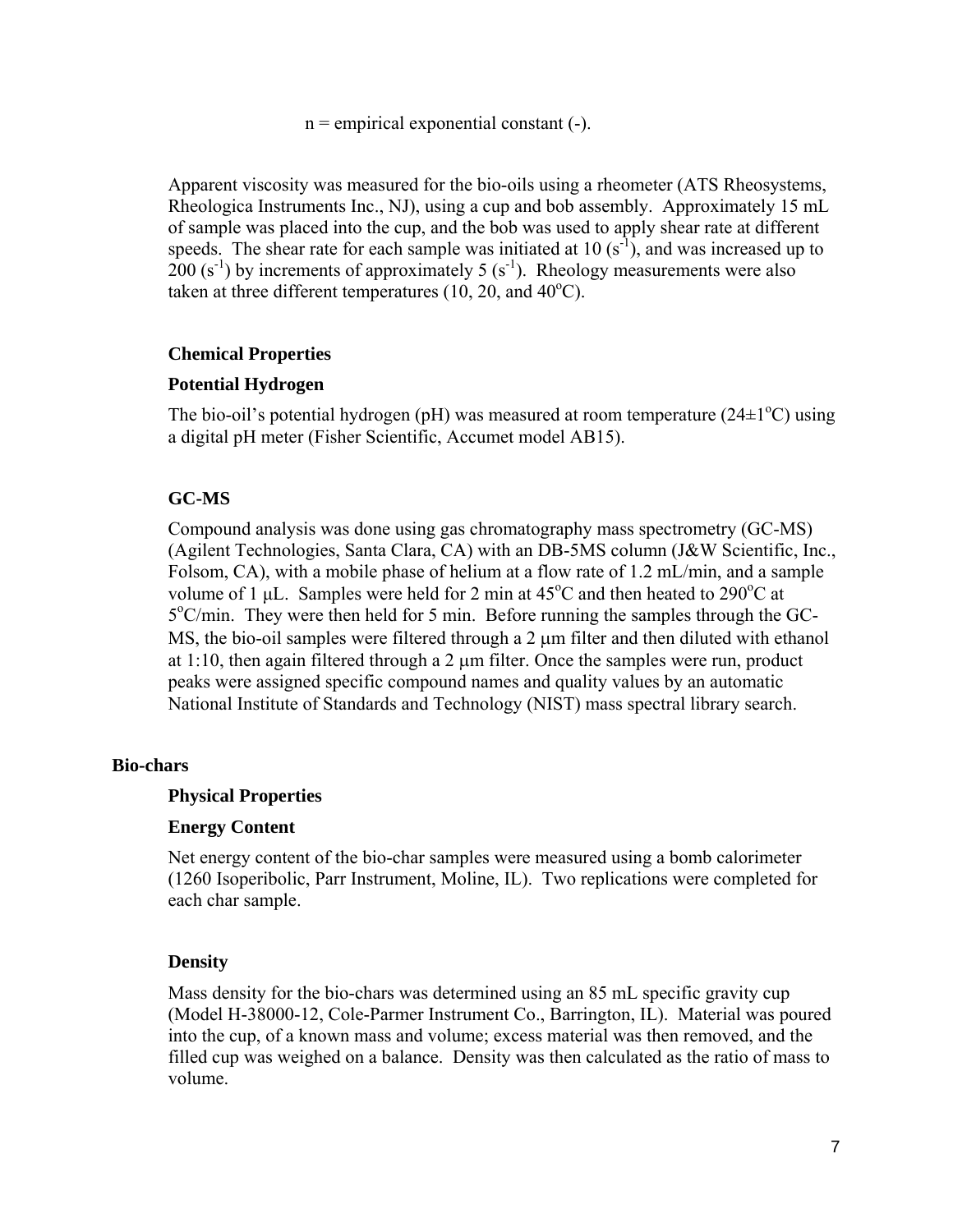n = empirical exponential constant (-).

Apparent viscosity was measured for the bio-oils using a rheometer (ATS Rheosystems, Rheologica Instruments Inc., NJ), using a cup and bob assembly. Approximately 15 mL of sample was placed into the cup, and the bob was used to apply shear rate at different speeds. The shear rate for each sample was initiated at 10 ($s^{-1}$), and was increased up to 200 ($s^{-1}$) by increments of approximately 5 ($s^{-1}$). Rheology measurements were also taken at three different temperatures (10, 20, and 40°C).

### Chemical Properties

#### Potential Hydrogen

The bio-oil's potential hydrogen (pH) was measured at room temperature (24±1°C) using a digital pH meter (Fisher Scientific, Accumet model AB15).

#### GC-MS

Compound analysis was done using gas chromatography mass spectrometry (GC-MS) (Agilent Technologies, Santa Clara, CA) with an DB-5MS column (J&W Scientific, Inc., Folsom, CA), with a mobile phase of helium at a flow rate of 1.2 mL/min, and a sample volume of 1 μL. Samples were held for 2 min at 45°C and then heated to 290°C at 5°C/min. They were then held for 5 min. Before running the samples through the GC-MS, the bio-oil samples were filtered through a 2 μm filter and then diluted with ethanol at 1:10, then again filtered through a 2 μm filter. Once the samples were run, product peaks were assigned specific compound names and quality values by an automatic National Institute of Standards and Technology (NIST) mass spectral library search.

## Bio-chars

### Physical Properties

#### Energy Content

Net energy content of the bio-char samples were measured using a bomb calorimeter (1260 Isoperibolic, Parr Instrument, Moline, IL). Two replications were completed for each char sample.

#### Density

Mass density for the bio-chars was determined using an 85 mL specific gravity cup (Model H-38000-12, Cole-Parmer Instrument Co., Barrington, IL). Material was poured into the cup, of a known mass and volume; excess material was then removed, and the filled cup was weighed on a balance. Density was then calculated as the ratio of mass to volume.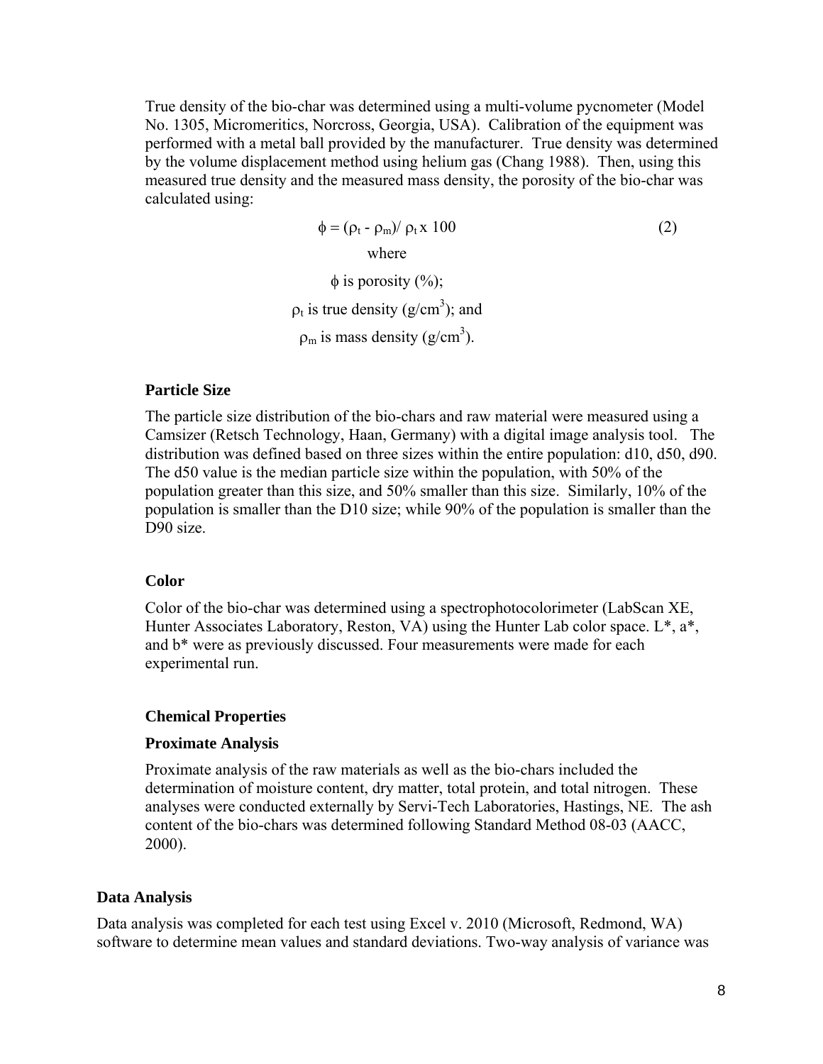True density of the bio-char was determined using a multi-volume pycnometer (Model No. 1305, Micromeritics, Norcross, Georgia, USA). Calibration of the equipment was performed with a metal ball provided by the manufacturer. True density was determined by the volume displacement method using helium gas (Chang 1988). Then, using this measured true density and the measured mass density, the porosity of the bio-char was calculated using:

$$\phi = (\rho_t - \rho_m)/\rho_t \times 100 \tag{2}$$

where

$\phi$ is porosity (%);

$\rho_t$ is true density (g/cm$^3$); and

$\rho_m$ is mass density (g/cm$^3$).

### Particle Size

The particle size distribution of the bio-chars and raw material were measured using a Camsizer (Retsch Technology, Haan, Germany) with a digital image analysis tool. The distribution was defined based on three sizes within the entire population: d10, d50, d90. The d50 value is the median particle size within the population, with 50% of the population greater than this size, and 50% smaller than this size. Similarly, 10% of the population is smaller than the D10 size; while 90% of the population is smaller than the D90 size.

### Color

Color of the bio-char was determined using a spectrophotocolorimeter (LabScan XE, Hunter Associates Laboratory, Reston, VA) using the Hunter Lab color space. L*, a*, and b* were as previously discussed. Four measurements were made for each experimental run.

### Chemical Properties

### Proximate Analysis

Proximate analysis of the raw materials as well as the bio-chars included the determination of moisture content, dry matter, total protein, and total nitrogen. These analyses were conducted externally by Servi-Tech Laboratories, Hastings, NE. The ash content of the bio-chars was determined following Standard Method 08-03 (AACC, 2000).

## Data Analysis

Data analysis was completed for each test using Excel v. 2010 (Microsoft, Redmond, WA) software to determine mean values and standard deviations. Two-way analysis of variance was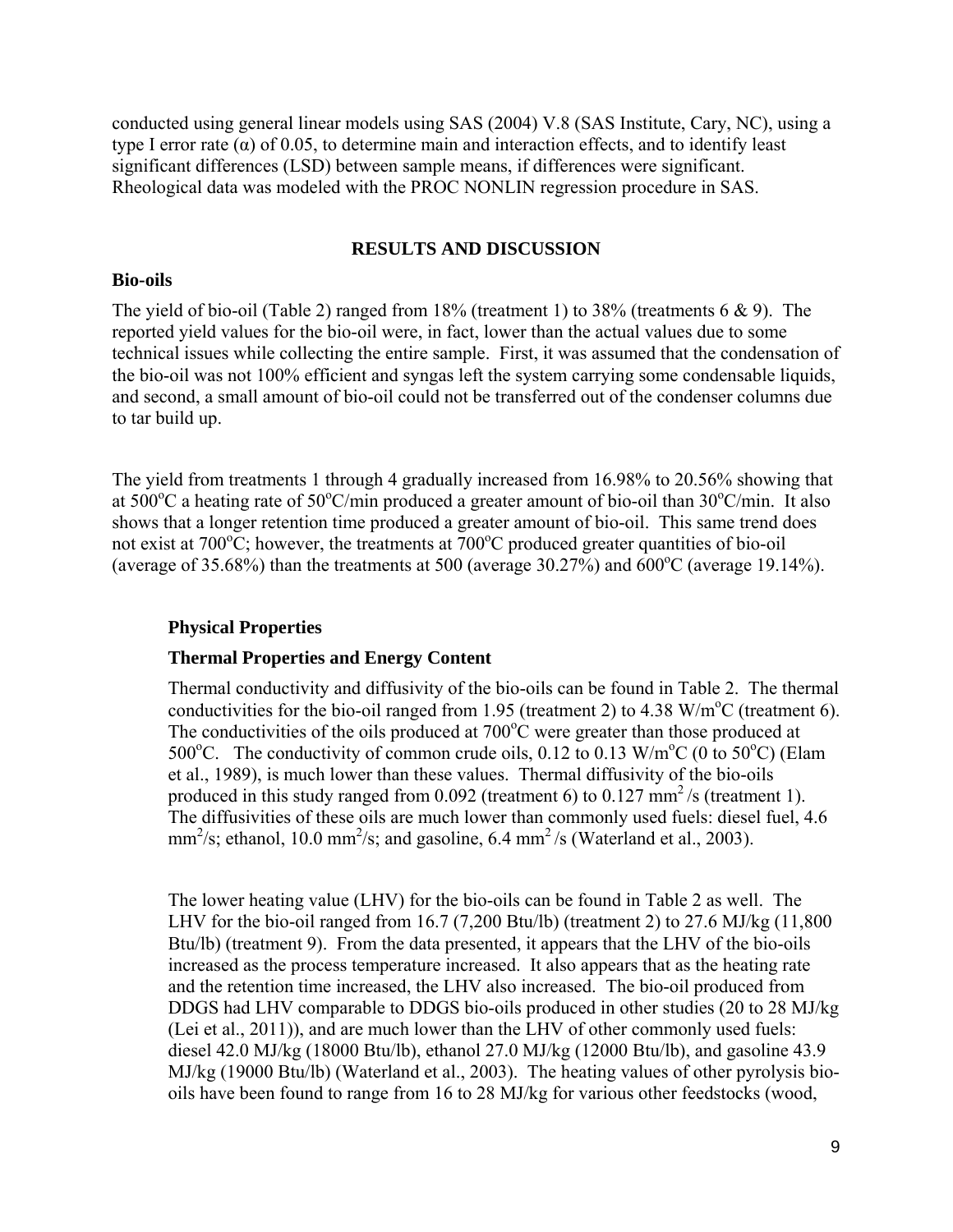conducted using general linear models using SAS (2004) V.8 (SAS Institute, Cary, NC), using a type I error rate (α) of 0.05, to determine main and interaction effects, and to identify least significant differences (LSD) between sample means, if differences were significant. Rheological data was modeled with the PROC NONLIN regression procedure in SAS.

## RESULTS AND DISCUSSION

### Bio-oils

The yield of bio-oil (Table 2) ranged from 18% (treatment 1) to 38% (treatments 6 & 9). The reported yield values for the bio-oil were, in fact, lower than the actual values due to some technical issues while collecting the entire sample. First, it was assumed that the condensation of the bio-oil was not 100% efficient and syngas left the system carrying some condensable liquids, and second, a small amount of bio-oil could not be transferred out of the condenser columns due to tar build up.

The yield from treatments 1 through 4 gradually increased from 16.98% to 20.56% showing that at 500°C a heating rate of 50°C/min produced a greater amount of bio-oil than 30°C/min. It also shows that a longer retention time produced a greater amount of bio-oil. This same trend does not exist at 700°C; however, the treatments at 700°C produced greater quantities of bio-oil (average of 35.68%) than the treatments at 500 (average 30.27%) and 600°C (average 19.14%).

#### Physical Properties

#### Thermal Properties and Energy Content

Thermal conductivity and diffusivity of the bio-oils can be found in Table 2. The thermal conductivities for the bio-oil ranged from 1.95 (treatment 2) to 4.38 W/m°C (treatment 6). The conductivities of the oils produced at 700°C were greater than those produced at 500°C. The conductivity of common crude oils, 0.12 to 0.13 W/m°C (0 to 50°C) (Elam et al., 1989), is much lower than these values. Thermal diffusivity of the bio-oils produced in this study ranged from 0.092 (treatment 6) to 0.127 $mm^2/s$ (treatment 1). The diffusivities of these oils are much lower than commonly used fuels: diesel fuel, 4.6 $mm^2/s$; ethanol, 10.0 $mm^2/s$; and gasoline, 6.4 $mm^2/s$ (Waterland et al., 2003).

The lower heating value (LHV) for the bio-oils can be found in Table 2 as well. The LHV for the bio-oil ranged from 16.7 (7,200 Btu/lb) (treatment 2) to 27.6 MJ/kg (11,800 Btu/lb) (treatment 9). From the data presented, it appears that the LHV of the bio-oils increased as the process temperature increased. It also appears that as the heating rate and the retention time increased, the LHV also increased. The bio-oil produced from DDGS had LHV comparable to DDGS bio-oils produced in other studies (20 to 28 MJ/kg (Lei et al., 2011)), and are much lower than the LHV of other commonly used fuels: diesel 42.0 MJ/kg (18000 Btu/lb), ethanol 27.0 MJ/kg (12000 Btu/lb), and gasoline 43.9 MJ/kg (19000 Btu/lb) (Waterland et al., 2003). The heating values of other pyrolysis bio-oils have been found to range from 16 to 28 MJ/kg for various other feedstocks (wood,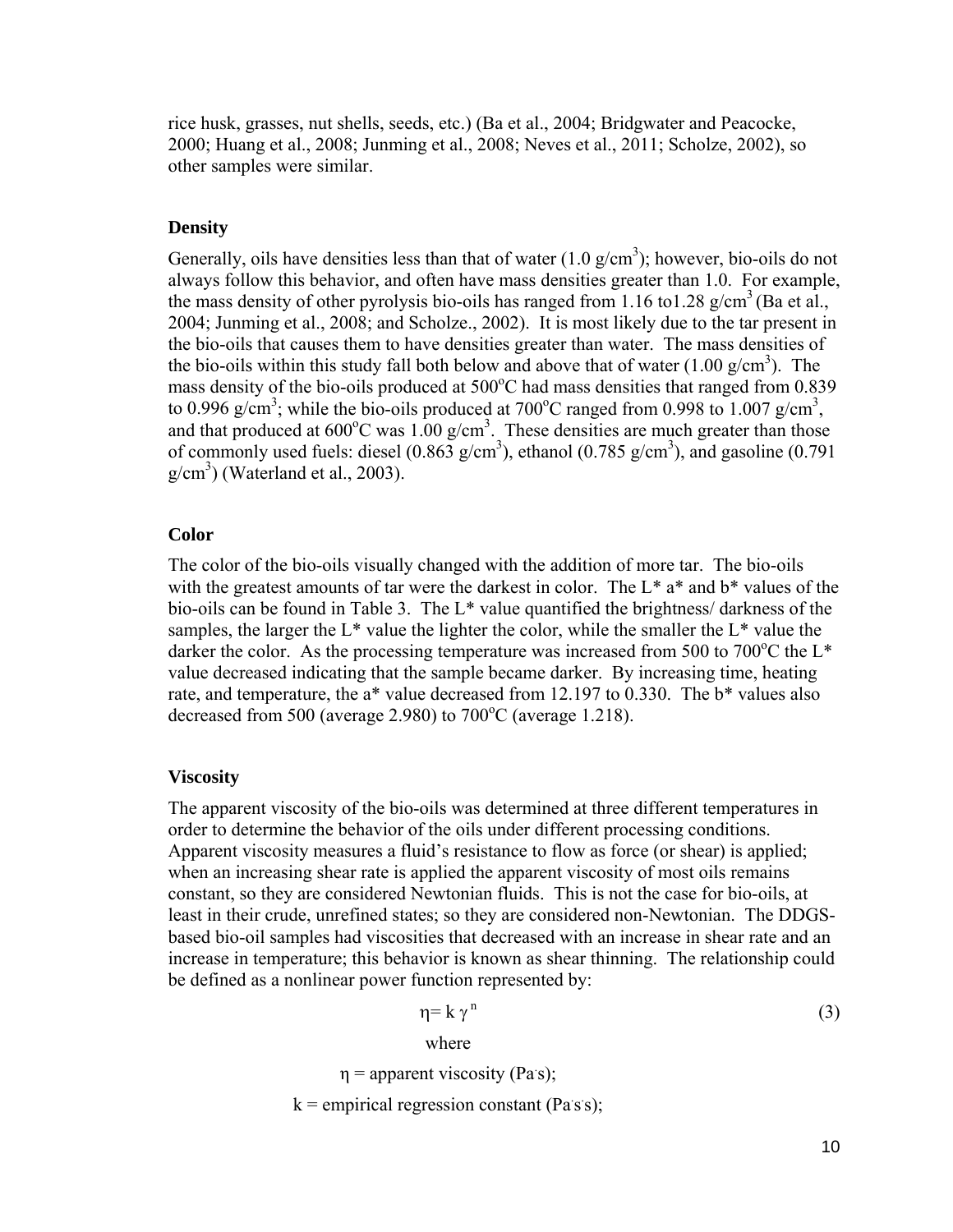rice husk, grasses, nut shells, seeds, etc.) (Ba et al., 2004; Bridgwater and Peacocke, 2000; Huang et al., 2008; Junming et al., 2008; Neves et al., 2011; Scholze, 2002), so other samples were similar.

### Density

Generally, oils have densities less than that of water (1.0 g/cm$^3$); however, bio-oils do not always follow this behavior, and often have mass densities greater than 1.0. For example, the mass density of other pyrolysis bio-oils has ranged from 1.16 to1.28 g/cm$^3$ (Ba et al., 2004; Junming et al., 2008; and Scholze., 2002). It is most likely due to the tar present in the bio-oils that causes them to have densities greater than water. The mass densities of the bio-oils within this study fall both below and above that of water (1.00 g/cm$^3$). The mass density of the bio-oils produced at 500°C had mass densities that ranged from 0.839 to 0.996 g/cm$^3$; while the bio-oils produced at 700°C ranged from 0.998 to 1.007 g/cm$^3$, and that produced at 600°C was 1.00 g/cm$^3$. These densities are much greater than those of commonly used fuels: diesel (0.863 g/cm$^3$), ethanol (0.785 g/cm$^3$), and gasoline (0.791 g/cm$^3$) (Waterland et al., 2003).

### Color

The color of the bio-oils visually changed with the addition of more tar. The bio-oils with the greatest amounts of tar were the darkest in color. The L* a* and b* values of the bio-oils can be found in Table 3. The L* value quantified the brightness/ darkness of the samples, the larger the L* value the lighter the color, while the smaller the L* value the darker the color. As the processing temperature was increased from 500 to 700°C the L* value decreased indicating that the sample became darker. By increasing time, heating rate, and temperature, the a* value decreased from 12.197 to 0.330. The b* values also decreased from 500 (average 2.980) to 700°C (average 1.218).

### Viscosity

The apparent viscosity of the bio-oils was determined at three different temperatures in order to determine the behavior of the oils under different processing conditions. Apparent viscosity measures a fluid's resistance to flow as force (or shear) is applied; when an increasing shear rate is applied the apparent viscosity of most oils remains constant, so they are considered Newtonian fluids. This is not the case for bio-oils, at least in their crude, unrefined states; so they are considered non-Newtonian. The DDGS-based bio-oil samples had viscosities that decreased with an increase in shear rate and an increase in temperature; this behavior is known as shear thinning. The relationship could be defined as a nonlinear power function represented by:

$$\eta = k\,\gamma^{n} \tag{3}$$

where

$\eta$ = apparent viscosity (Pa·s);

$k$ = empirical regression constant (Pa·s·s);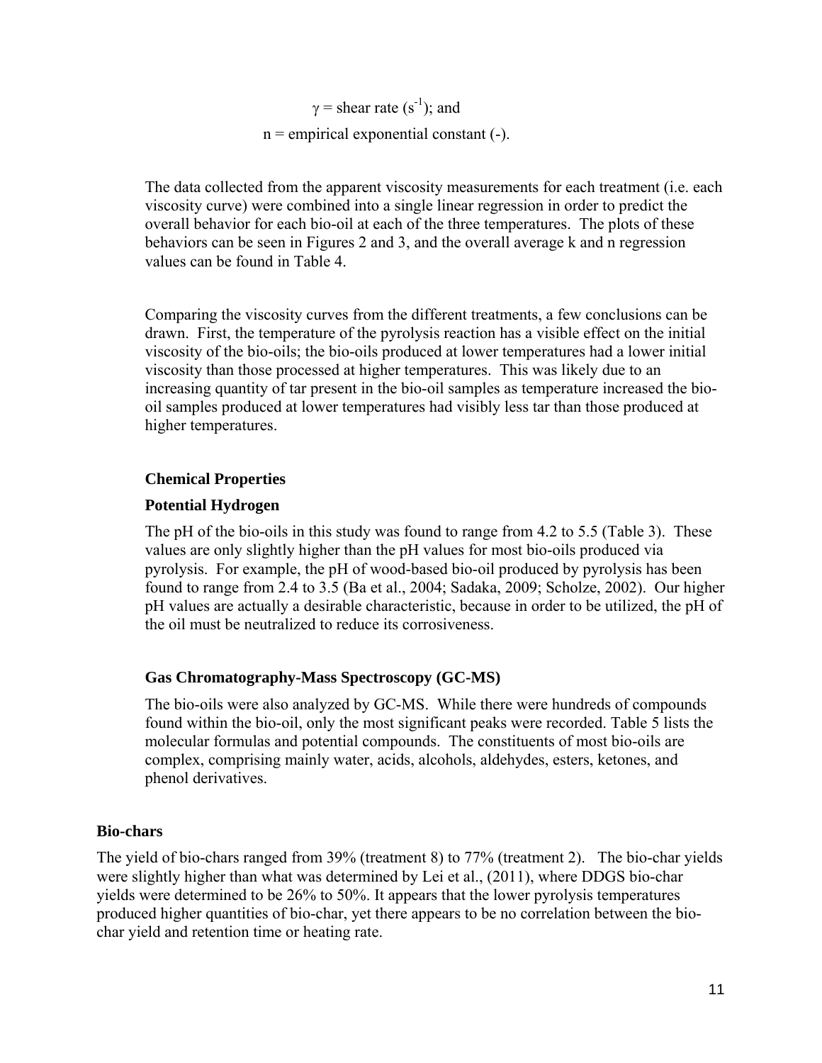$\gamma$ = shear rate ($s^{-1}$); and

n = empirical exponential constant (-).

The data collected from the apparent viscosity measurements for each treatment (i.e. each viscosity curve) were combined into a single linear regression in order to predict the overall behavior for each bio-oil at each of the three temperatures. The plots of these behaviors can be seen in Figures 2 and 3, and the overall average k and n regression values can be found in Table 4.

Comparing the viscosity curves from the different treatments, a few conclusions can be drawn. First, the temperature of the pyrolysis reaction has a visible effect on the initial viscosity of the bio-oils; the bio-oils produced at lower temperatures had a lower initial viscosity than those processed at higher temperatures. This was likely due to an increasing quantity of tar present in the bio-oil samples as temperature increased the bio-oil samples produced at lower temperatures had visibly less tar than those produced at higher temperatures.

### Chemical Properties

### Potential Hydrogen

The pH of the bio-oils in this study was found to range from 4.2 to 5.5 (Table 3). These values are only slightly higher than the pH values for most bio-oils produced via pyrolysis. For example, the pH of wood-based bio-oil produced by pyrolysis has been found to range from 2.4 to 3.5 (Ba et al., 2004; Sadaka, 2009; Scholze, 2002). Our higher pH values are actually a desirable characteristic, because in order to be utilized, the pH of the oil must be neutralized to reduce its corrosiveness.

### Gas Chromatography-Mass Spectroscopy (GC-MS)

The bio-oils were also analyzed by GC-MS. While there were hundreds of compounds found within the bio-oil, only the most significant peaks were recorded. Table 5 lists the molecular formulas and potential compounds. The constituents of most bio-oils are complex, comprising mainly water, acids, alcohols, aldehydes, esters, ketones, and phenol derivatives.

## Bio-chars

The yield of bio-chars ranged from 39% (treatment 8) to 77% (treatment 2). The bio-char yields were slightly higher than what was determined by Lei et al., (2011), where DDGS bio-char yields were determined to be 26% to 50%. It appears that the lower pyrolysis temperatures produced higher quantities of bio-char, yet there appears to be no correlation between the bio-char yield and retention time or heating rate.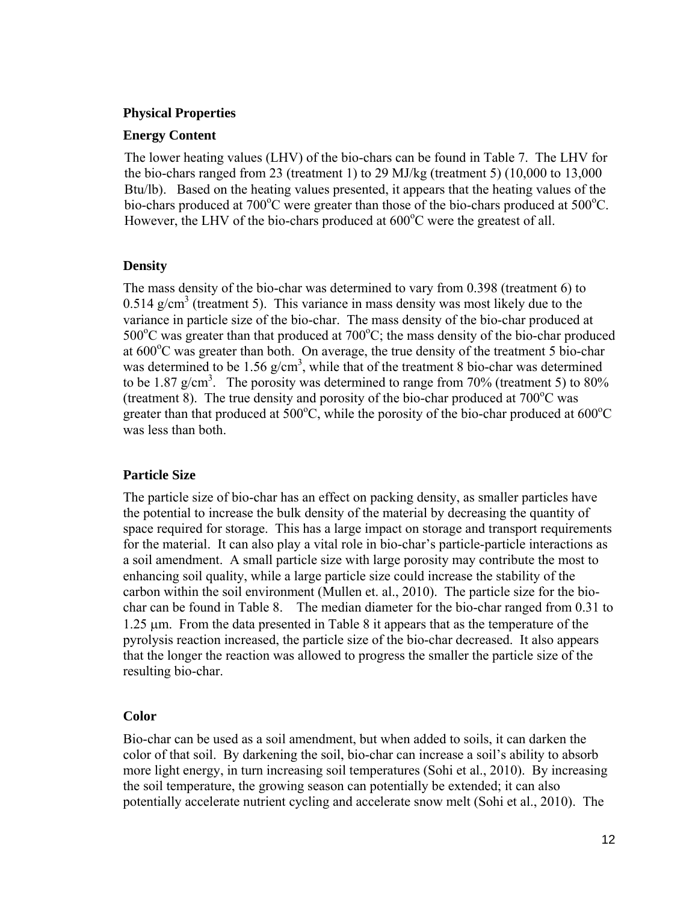## Physical Properties

### Energy Content

The lower heating values (LHV) of the bio-chars can be found in Table 7. The LHV for the bio-chars ranged from 23 (treatment 1) to 29 MJ/kg (treatment 5) (10,000 to 13,000 Btu/lb). Based on the heating values presented, it appears that the heating values of the bio-chars produced at 700°C were greater than those of the bio-chars produced at 500°C. However, the LHV of the bio-chars produced at 600°C were the greatest of all.

### Density

The mass density of the bio-char was determined to vary from 0.398 (treatment 6) to 0.514 g/cm$^3$ (treatment 5). This variance in mass density was most likely due to the variance in particle size of the bio-char. The mass density of the bio-char produced at 500°C was greater than that produced at 700°C; the mass density of the bio-char produced at 600°C was greater than both. On average, the true density of the treatment 5 bio-char was determined to be 1.56 g/cm$^3$, while that of the treatment 8 bio-char was determined to be 1.87 g/cm$^3$. The porosity was determined to range from 70% (treatment 5) to 80% (treatment 8). The true density and porosity of the bio-char produced at 700°C was greater than that produced at 500°C, while the porosity of the bio-char produced at 600°C was less than both.

### Particle Size

The particle size of bio-char has an effect on packing density, as smaller particles have the potential to increase the bulk density of the material by decreasing the quantity of space required for storage. This has a large impact on storage and transport requirements for the material. It can also play a vital role in bio-char's particle-particle interactions as a soil amendment. A small particle size with large porosity may contribute the most to enhancing soil quality, while a large particle size could increase the stability of the carbon within the soil environment (Mullen et. al., 2010). The particle size for the bio-char can be found in Table 8. The median diameter for the bio-char ranged from 0.31 to 1.25 μm. From the data presented in Table 8 it appears that as the temperature of the pyrolysis reaction increased, the particle size of the bio-char decreased. It also appears that the longer the reaction was allowed to progress the smaller the particle size of the resulting bio-char.

### Color

Bio-char can be used as a soil amendment, but when added to soils, it can darken the color of that soil. By darkening the soil, bio-char can increase a soil's ability to absorb more light energy, in turn increasing soil temperatures (Sohi et al., 2010). By increasing the soil temperature, the growing season can potentially be extended; it can also potentially accelerate nutrient cycling and accelerate snow melt (Sohi et al., 2010). The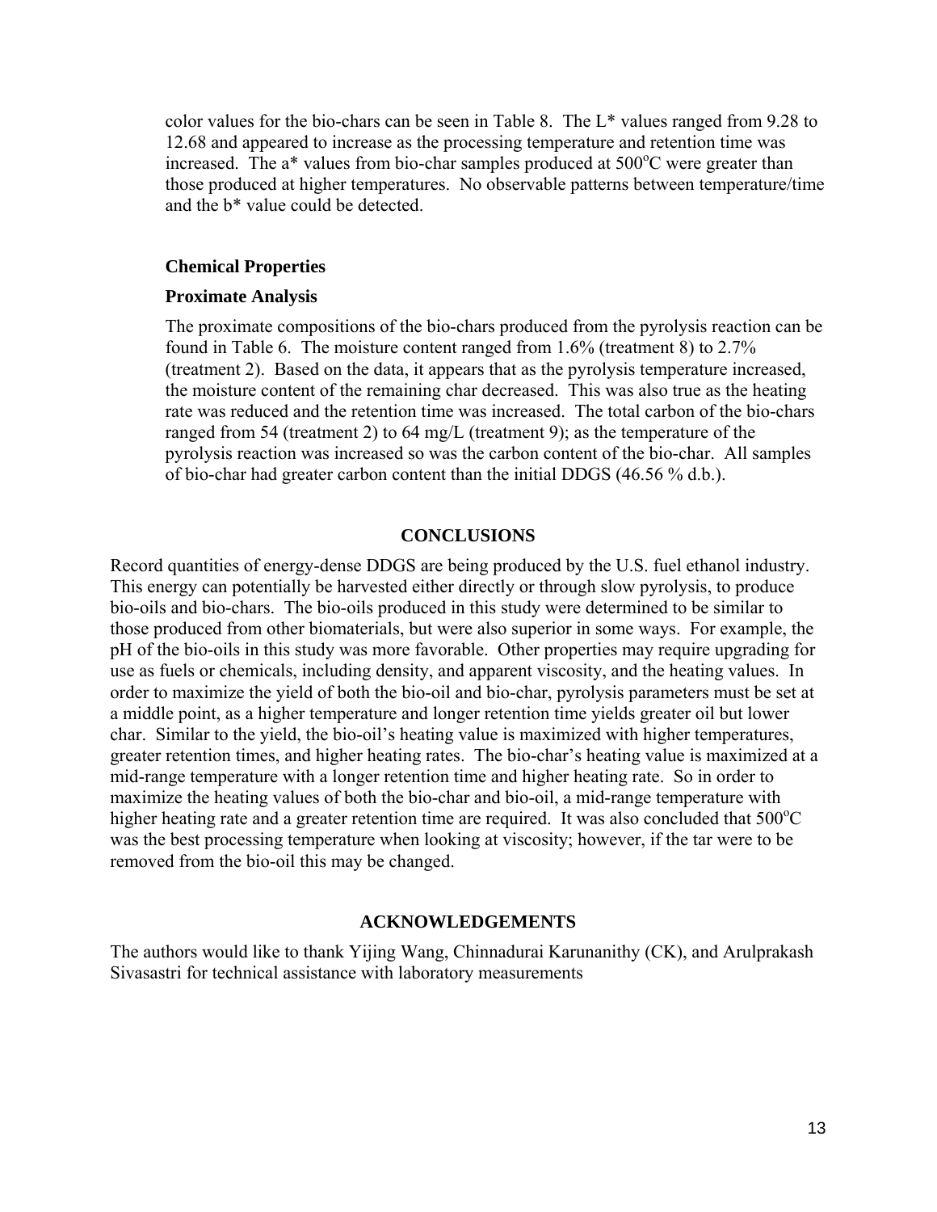color values for the bio-chars can be seen in Table 8. The L* values ranged from 9.28 to 12.68 and appeared to increase as the processing temperature and retention time was increased. The a* values from bio-char samples produced at 500$^{o}$C were greater than those produced at higher temperatures. No observable patterns between temperature/time and the b* value could be detected.

### Chemical Properties

### Proximate Analysis

The proximate compositions of the bio-chars produced from the pyrolysis reaction can be found in Table 6. The moisture content ranged from 1.6% (treatment 8) to 2.7% (treatment 2). Based on the data, it appears that as the pyrolysis temperature increased, the moisture content of the remaining char decreased. This was also true as the heating rate was reduced and the retention time was increased. The total carbon of the bio-chars ranged from 54 (treatment 2) to 64 mg/L (treatment 9); as the temperature of the pyrolysis reaction was increased so was the carbon content of the bio-char. All samples of bio-char had greater carbon content than the initial DDGS (46.56 % d.b.).

## CONCLUSIONS

Record quantities of energy-dense DDGS are being produced by the U.S. fuel ethanol industry. This energy can potentially be harvested either directly or through slow pyrolysis, to produce bio-oils and bio-chars. The bio-oils produced in this study were determined to be similar to those produced from other biomaterials, but were also superior in some ways. For example, the pH of the bio-oils in this study was more favorable. Other properties may require upgrading for use as fuels or chemicals, including density, and apparent viscosity, and the heating values. In order to maximize the yield of both the bio-oil and bio-char, pyrolysis parameters must be set at a middle point, as a higher temperature and longer retention time yields greater oil but lower char. Similar to the yield, the bio-oil's heating value is maximized with higher temperatures, greater retention times, and higher heating rates. The bio-char's heating value is maximized at a mid-range temperature with a longer retention time and higher heating rate. So in order to maximize the heating values of both the bio-char and bio-oil, a mid-range temperature with higher heating rate and a greater retention time are required. It was also concluded that 500$^{o}$C was the best processing temperature when looking at viscosity; however, if the tar were to be removed from the bio-oil this may be changed.

## ACKNOWLEDGEMENTS

The authors would like to thank Yijing Wang, Chinnadurai Karunanithy (CK), and Arulprakash Sivasastri for technical assistance with laboratory measurements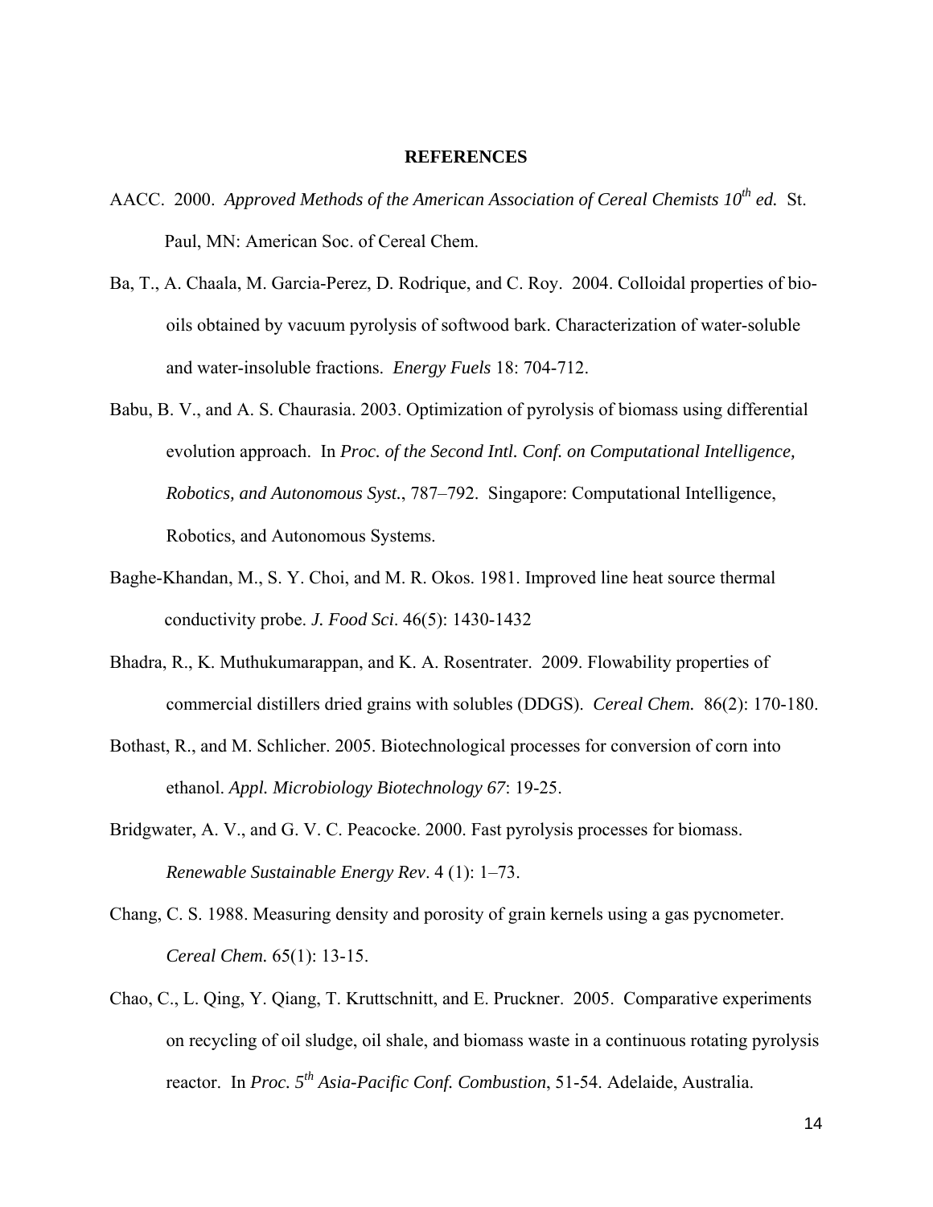**REFERENCES**

AACC. 2000. *Approved Methods of the American Association of Cereal Chemists 10th ed.* St. Paul, MN: American Soc. of Cereal Chem.

Ba, T., A. Chaala, M. Garcia-Perez, D. Rodrique, and C. Roy. 2004. Colloidal properties of bio-oils obtained by vacuum pyrolysis of softwood bark. Characterization of water-soluble and water-insoluble fractions. *Energy Fuels* 18: 704-712.

Babu, B. V., and A. S. Chaurasia. 2003. Optimization of pyrolysis of biomass using differential evolution approach. In *Proc. of the Second Intl. Conf. on Computational Intelligence, Robotics, and Autonomous Syst.*, 787–792. Singapore: Computational Intelligence, Robotics, and Autonomous Systems.

Baghe-Khandan, M., S. Y. Choi, and M. R. Okos. 1981. Improved line heat source thermal conductivity probe. *J. Food Sci*. 46(5): 1430-1432

Bhadra, R., K. Muthukumarappan, and K. A. Rosentrater. 2009. Flowability properties of commercial distillers dried grains with solubles (DDGS). *Cereal Chem.* 86(2): 170-180.

Bothast, R., and M. Schlicher. 2005. Biotechnological processes for conversion of corn into ethanol. *Appl. Microbiology Biotechnology 67*: 19-25.

Bridgwater, A. V., and G. V. C. Peacocke. 2000. Fast pyrolysis processes for biomass. *Renewable Sustainable Energy Rev*. 4 (1): 1–73.

Chang, C. S. 1988. Measuring density and porosity of grain kernels using a gas pycnometer. *Cereal Chem.* 65(1): 13-15.

Chao, C., L. Qing, Y. Qiang, T. Kruttschnitt, and E. Pruckner. 2005. Comparative experiments on recycling of oil sludge, oil shale, and biomass waste in a continuous rotating pyrolysis reactor. In *Proc. 5th Asia-Pacific Conf. Combustion*, 51-54. Adelaide, Australia.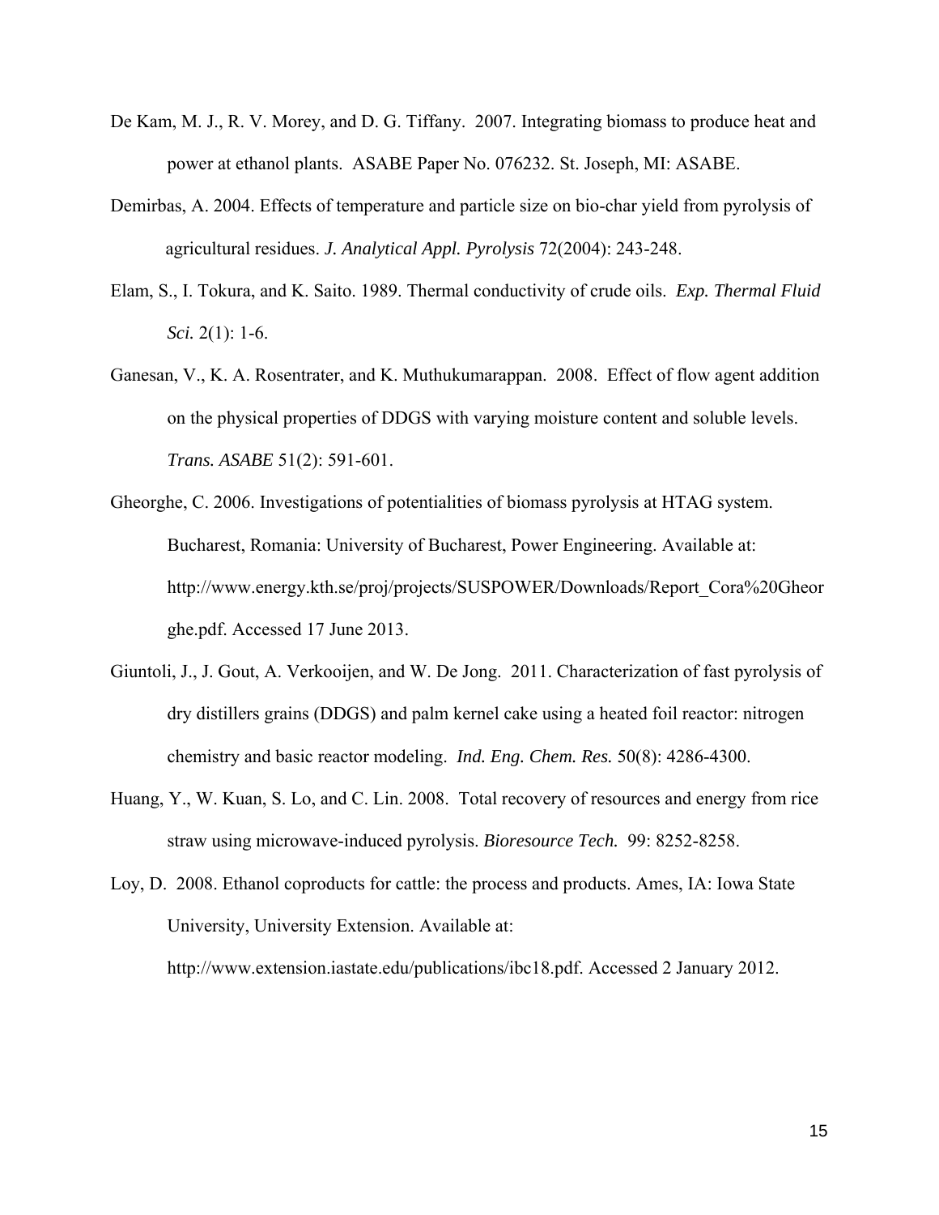De Kam, M. J., R. V. Morey, and D. G. Tiffany. 2007. Integrating biomass to produce heat and power at ethanol plants. ASABE Paper No. 076232. St. Joseph, MI: ASABE.

Demirbas, A. 2004. Effects of temperature and particle size on bio-char yield from pyrolysis of agricultural residues. *J. Analytical Appl. Pyrolysis* 72(2004): 243-248.

Elam, S., I. Tokura, and K. Saito. 1989. Thermal conductivity of crude oils. *Exp. Thermal Fluid Sci.* 2(1): 1-6.

Ganesan, V., K. A. Rosentrater, and K. Muthukumarappan. 2008. Effect of flow agent addition on the physical properties of DDGS with varying moisture content and soluble levels. *Trans. ASABE* 51(2): 591-601.

Gheorghe, C. 2006. Investigations of potentialities of biomass pyrolysis at HTAG system. Bucharest, Romania: University of Bucharest, Power Engineering. Available at: http://www.energy.kth.se/proj/projects/SUSPOWER/Downloads/Report_Cora%20Gheorghe.pdf. Accessed 17 June 2013.

Giuntoli, J., J. Gout, A. Verkooijen, and W. De Jong. 2011. Characterization of fast pyrolysis of dry distillers grains (DDGS) and palm kernel cake using a heated foil reactor: nitrogen chemistry and basic reactor modeling. *Ind. Eng. Chem. Res.* 50(8): 4286-4300.

Huang, Y., W. Kuan, S. Lo, and C. Lin. 2008. Total recovery of resources and energy from rice straw using microwave-induced pyrolysis. *Bioresource Tech.* 99: 8252-8258.

Loy, D. 2008. Ethanol coproducts for cattle: the process and products. Ames, IA: Iowa State University, University Extension. Available at: http://www.extension.iastate.edu/publications/ibc18.pdf. Accessed 2 January 2012.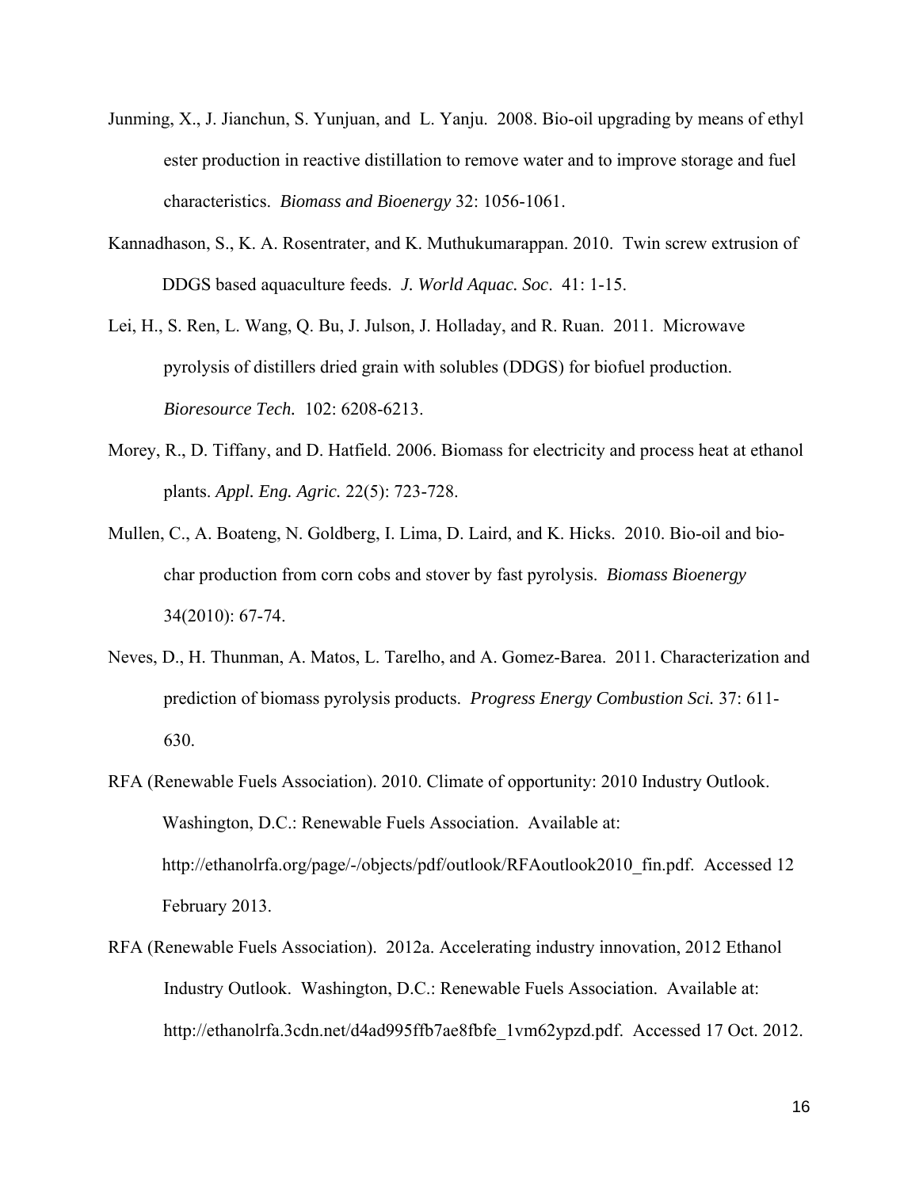Junming, X., J. Jianchun, S. Yunjuan, and L. Yanju. 2008. Bio-oil upgrading by means of ethyl ester production in reactive distillation to remove water and to improve storage and fuel characteristics. *Biomass and Bioenergy* 32: 1056-1061.

Kannadhason, S., K. A. Rosentrater, and K. Muthukumarappan. 2010. Twin screw extrusion of DDGS based aquaculture feeds. *J. World Aquac. Soc*. 41: 1-15.

Lei, H., S. Ren, L. Wang, Q. Bu, J. Julson, J. Holladay, and R. Ruan. 2011. Microwave pyrolysis of distillers dried grain with solubles (DDGS) for biofuel production. *Bioresource Tech.* 102: 6208-6213.

Morey, R., D. Tiffany, and D. Hatfield. 2006. Biomass for electricity and process heat at ethanol plants. *Appl. Eng. Agric.* 22(5): 723-728.

Mullen, C., A. Boateng, N. Goldberg, I. Lima, D. Laird, and K. Hicks. 2010. Bio-oil and bio-char production from corn cobs and stover by fast pyrolysis. *Biomass Bioenergy* 34(2010): 67-74.

Neves, D., H. Thunman, A. Matos, L. Tarelho, and A. Gomez-Barea. 2011. Characterization and prediction of biomass pyrolysis products. *Progress Energy Combustion Sci.* 37: 611-630.

RFA (Renewable Fuels Association). 2010. Climate of opportunity: 2010 Industry Outlook. Washington, D.C.: Renewable Fuels Association. Available at: http://ethanolrfa.org/page/-/objects/pdf/outlook/RFAoutlook2010_fin.pdf. Accessed 12 February 2013.

RFA (Renewable Fuels Association). 2012a. Accelerating industry innovation, 2012 Ethanol Industry Outlook. Washington, D.C.: Renewable Fuels Association. Available at: http://ethanolrfa.3cdn.net/d4ad995ffb7ae8fbfe_1vm62ypzd.pdf. Accessed 17 Oct. 2012.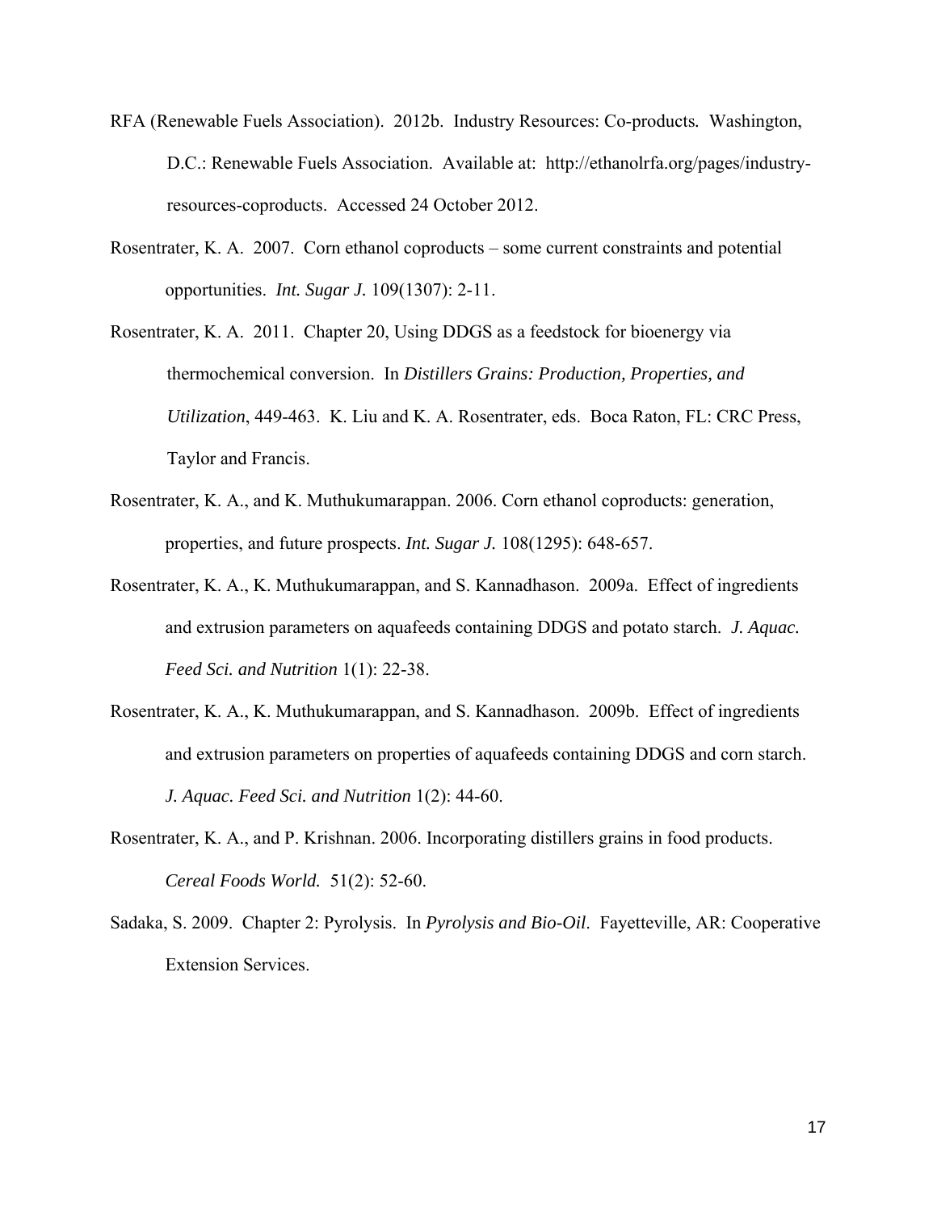RFA (Renewable Fuels Association). 2012b. Industry Resources: Co-products. Washington, D.C.: Renewable Fuels Association. Available at: http://ethanolrfa.org/pages/industry-resources-coproducts. Accessed 24 October 2012.

Rosentrater, K. A. 2007. Corn ethanol coproducts – some current constraints and potential opportunities. *Int. Sugar J.* 109(1307): 2-11.

Rosentrater, K. A. 2011. Chapter 20, Using DDGS as a feedstock for bioenergy via thermochemical conversion. In *Distillers Grains: Production, Properties, and Utilization*, 449-463. K. Liu and K. A. Rosentrater, eds. Boca Raton, FL: CRC Press, Taylor and Francis.

Rosentrater, K. A., and K. Muthukumarappan. 2006. Corn ethanol coproducts: generation, properties, and future prospects. *Int. Sugar J.* 108(1295): 648-657.

Rosentrater, K. A., K. Muthukumarappan, and S. Kannadhason. 2009a. Effect of ingredients and extrusion parameters on aquafeeds containing DDGS and potato starch. *J. Aquac. Feed Sci. and Nutrition* 1(1): 22-38.

Rosentrater, K. A., K. Muthukumarappan, and S. Kannadhason. 2009b. Effect of ingredients and extrusion parameters on properties of aquafeeds containing DDGS and corn starch. *J. Aquac. Feed Sci. and Nutrition* 1(2): 44-60.

Rosentrater, K. A., and P. Krishnan. 2006. Incorporating distillers grains in food products. *Cereal Foods World.* 51(2): 52-60.

Sadaka, S. 2009. Chapter 2: Pyrolysis. In *Pyrolysis and Bio-Oil*. Fayetteville, AR: Cooperative Extension Services.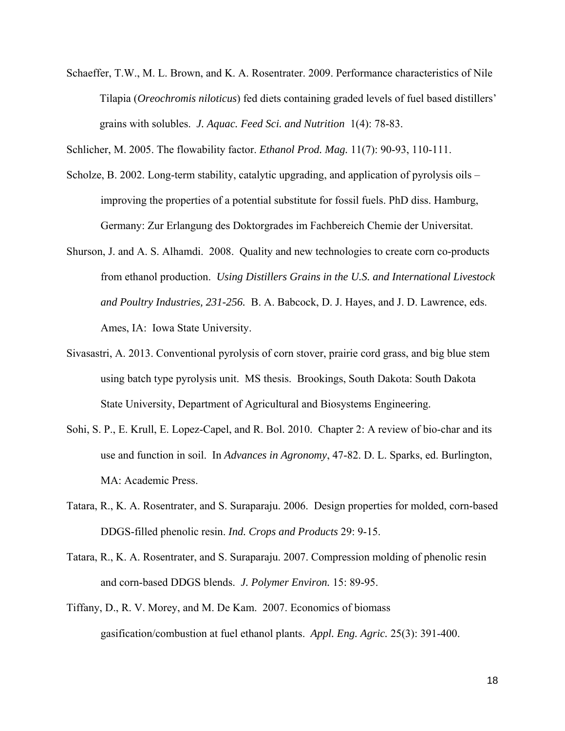Schaeffer, T.W., M. L. Brown, and K. A. Rosentrater. 2009. Performance characteristics of Nile Tilapia (*Oreochromis niloticus*) fed diets containing graded levels of fuel based distillers' grains with solubles. *J. Aquac. Feed Sci. and Nutrition* 1(4): 78-83.

Schlicher, M. 2005. The flowability factor. *Ethanol Prod. Mag.* 11(7): 90-93, 110-111.

Scholze, B. 2002. Long-term stability, catalytic upgrading, and application of pyrolysis oils – improving the properties of a potential substitute for fossil fuels. PhD diss. Hamburg, Germany: Zur Erlangung des Doktorgrades im Fachbereich Chemie der Universitat.

Shurson, J. and A. S. Alhamdi. 2008. Quality and new technologies to create corn co-products from ethanol production. *Using Distillers Grains in the U.S. and International Livestock and Poultry Industries, 231-256.* B. A. Babcock, D. J. Hayes, and J. D. Lawrence, eds. Ames, IA: Iowa State University.

Sivasastri, A. 2013. Conventional pyrolysis of corn stover, prairie cord grass, and big blue stem using batch type pyrolysis unit. MS thesis. Brookings, South Dakota: South Dakota State University, Department of Agricultural and Biosystems Engineering.

Sohi, S. P., E. Krull, E. Lopez-Capel, and R. Bol. 2010. Chapter 2: A review of bio-char and its use and function in soil. In *Advances in Agronomy*, 47-82. D. L. Sparks, ed. Burlington, MA: Academic Press.

Tatara, R., K. A. Rosentrater, and S. Suraparaju. 2006. Design properties for molded, corn-based DDGS-filled phenolic resin. *Ind. Crops and Products* 29: 9-15.

Tatara, R., K. A. Rosentrater, and S. Suraparaju. 2007. Compression molding of phenolic resin and corn-based DDGS blends. *J. Polymer Environ.* 15: 89-95.

Tiffany, D., R. V. Morey, and M. De Kam. 2007. Economics of biomass gasification/combustion at fuel ethanol plants. *Appl. Eng. Agric.* 25(3): 391-400.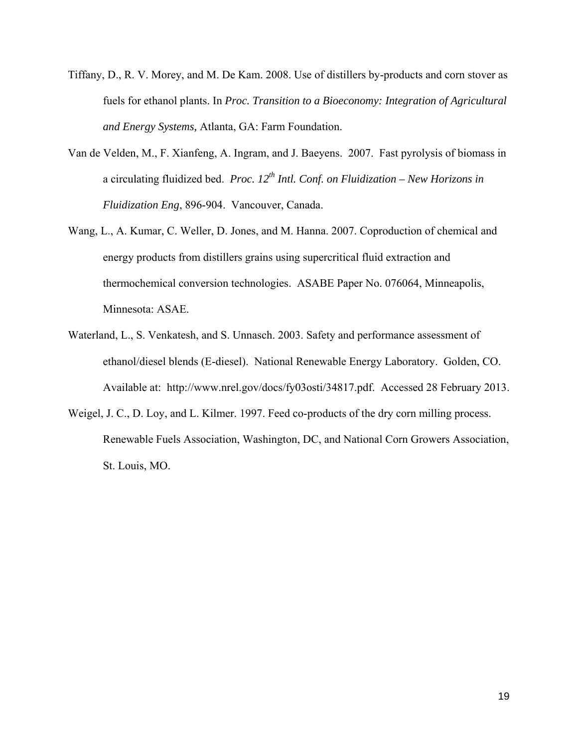Tiffany, D., R. V. Morey, and M. De Kam. 2008. Use of distillers by-products and corn stover as fuels for ethanol plants. In *Proc. Transition to a Bioeconomy: Integration of Agricultural and Energy Systems,* Atlanta, GA: Farm Foundation.

Van de Velden, M., F. Xianfeng, A. Ingram, and J. Baeyens. 2007. Fast pyrolysis of biomass in a circulating fluidized bed. *Proc. 12th Intl. Conf. on Fluidization – New Horizons in Fluidization Eng*, 896-904. Vancouver, Canada.

Wang, L., A. Kumar, C. Weller, D. Jones, and M. Hanna. 2007. Coproduction of chemical and energy products from distillers grains using supercritical fluid extraction and thermochemical conversion technologies. ASABE Paper No. 076064, Minneapolis, Minnesota: ASAE.

Waterland, L., S. Venkatesh, and S. Unnasch. 2003. Safety and performance assessment of ethanol/diesel blends (E-diesel). National Renewable Energy Laboratory. Golden, CO. Available at: http://www.nrel.gov/docs/fy03osti/34817.pdf. Accessed 28 February 2013.

Weigel, J. C., D. Loy, and L. Kilmer. 1997. Feed co-products of the dry corn milling process. Renewable Fuels Association, Washington, DC, and National Corn Growers Association, St. Louis, MO.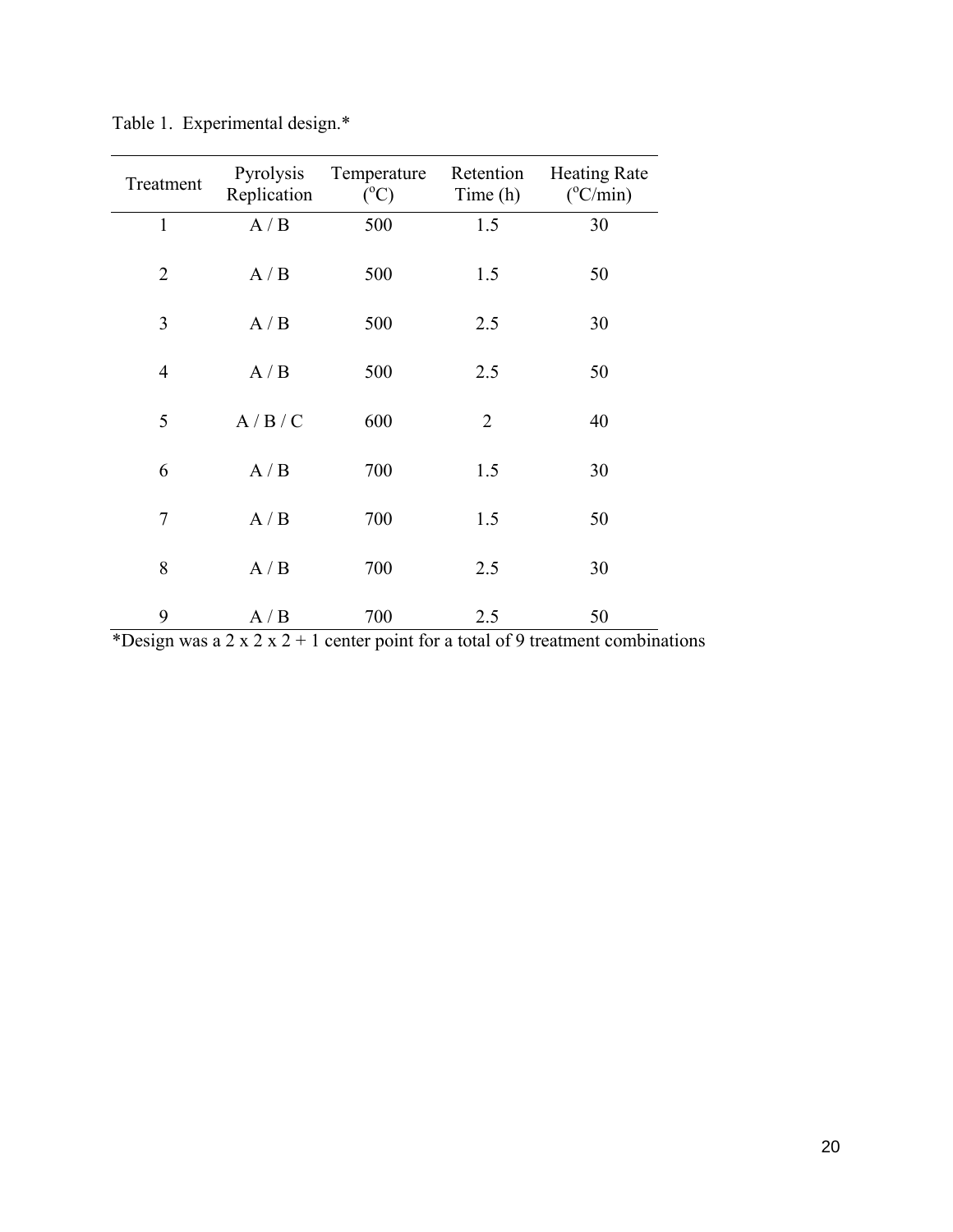Table 1. Experimental design.*

| Treatment | Pyrolysis Replication | Temperature (°C) | Retention Time (h) | Heating Rate (°C/min) |
|---|---|---|---|---|
| 1 | A / B | 500 | 1.5 | 30 |
| 2 | A / B | 500 | 1.5 | 50 |
| 3 | A / B | 500 | 2.5 | 30 |
| 4 | A / B | 500 | 2.5 | 50 |
| 5 | A / B / C | 600 | 2 | 40 |
| 6 | A / B | 700 | 1.5 | 30 |
| 7 | A / B | 700 | 1.5 | 50 |
| 8 | A / B | 700 | 2.5 | 30 |
| 9 | A / B | 700 | 2.5 | 50 |

*Design was a 2 x 2 x 2 + 1 center point for a total of 9 treatment combinations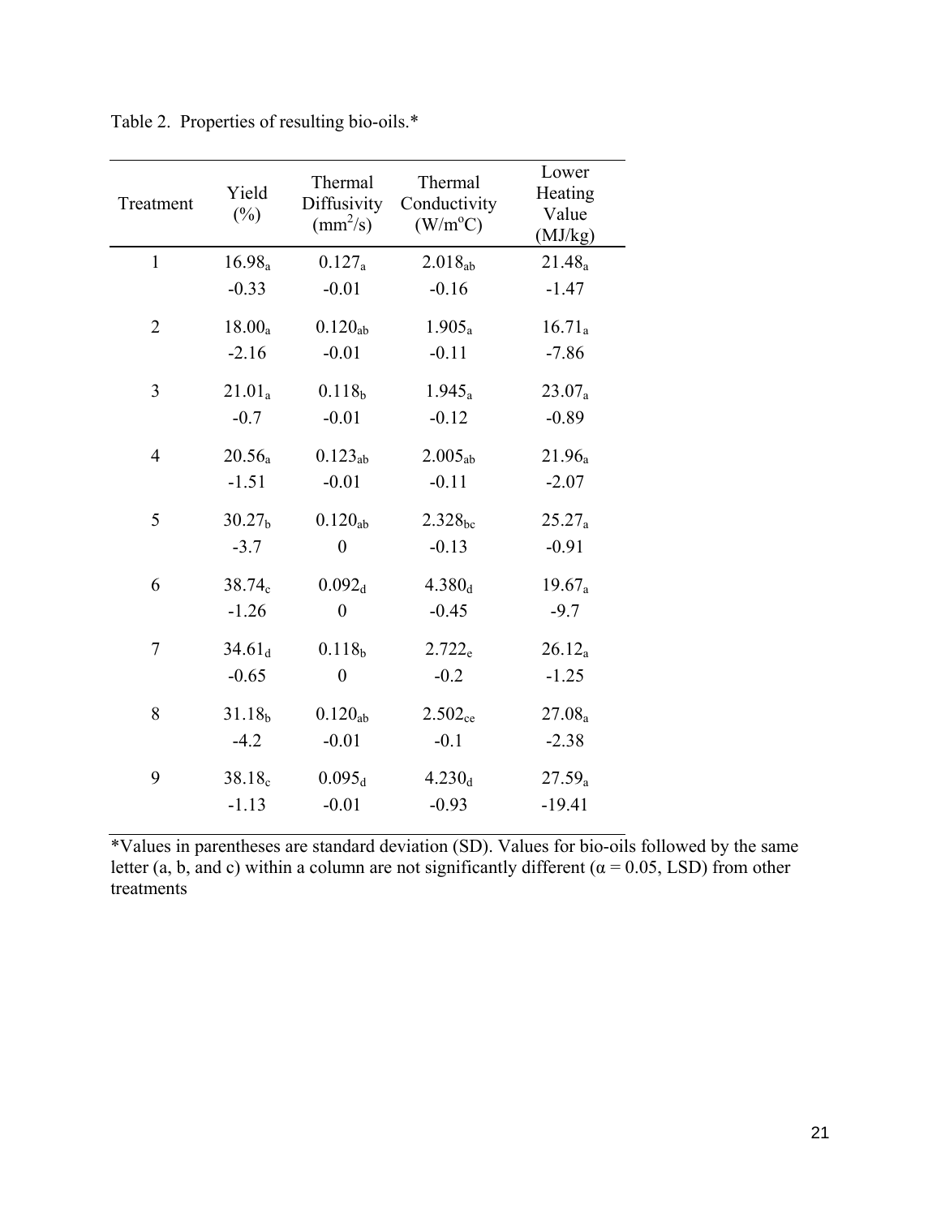Table 2. Properties of resulting bio-oils.*

| Treatment | Yield (%) | Thermal Diffusivity ($mm^2/s$) | Thermal Conductivity ($W/m^oC$) | Lower Heating Value (MJ/kg) |
|---|---|---|---|---|
| 1 | $16.98_a$ | $0.127_a$ | $2.018_{ab}$ | $21.48_a$ |
| | -0.33 | -0.01 | -0.16 | -1.47 |
| 2 | $18.00_a$ | $0.120_{ab}$ | $1.905_a$ | $16.71_a$ |
| | -2.16 | -0.01 | -0.11 | -7.86 |
| 3 | $21.01_a$ | $0.118_b$ | $1.945_a$ | $23.07_a$ |
| | -0.7 | -0.01 | -0.12 | -0.89 |
| 4 | $20.56_a$ | $0.123_{ab}$ | $2.005_{ab}$ | $21.96_a$ |
| | -1.51 | -0.01 | -0.11 | -2.07 |
| 5 | $30.27_b$ | $0.120_{ab}$ | $2.328_{bc}$ | $25.27_a$ |
| | -3.7 | 0 | -0.13 | -0.91 |
| 6 | $38.74_c$ | $0.092_d$ | $4.380_d$ | $19.67_a$ |
| | -1.26 | 0 | -0.45 | -9.7 |
| 7 | $34.61_d$ | $0.118_b$ | $2.722_e$ | $26.12_a$ |
| | -0.65 | 0 | -0.2 | -1.25 |
| 8 | $31.18_b$ | $0.120_{ab}$ | $2.502_{ce}$ | $27.08_a$ |
| | -4.2 | -0.01 | -0.1 | -2.38 |
| 9 | $38.18_c$ | $0.095_d$ | $4.230_d$ | $27.59_a$ |
| | -1.13 | -0.01 | -0.93 | -19.41 |

*Values in parentheses are standard deviation (SD). Values for bio-oils followed by the same letter (a, b, and c) within a column are not significantly different ($\alpha = 0.05$, LSD) from other treatments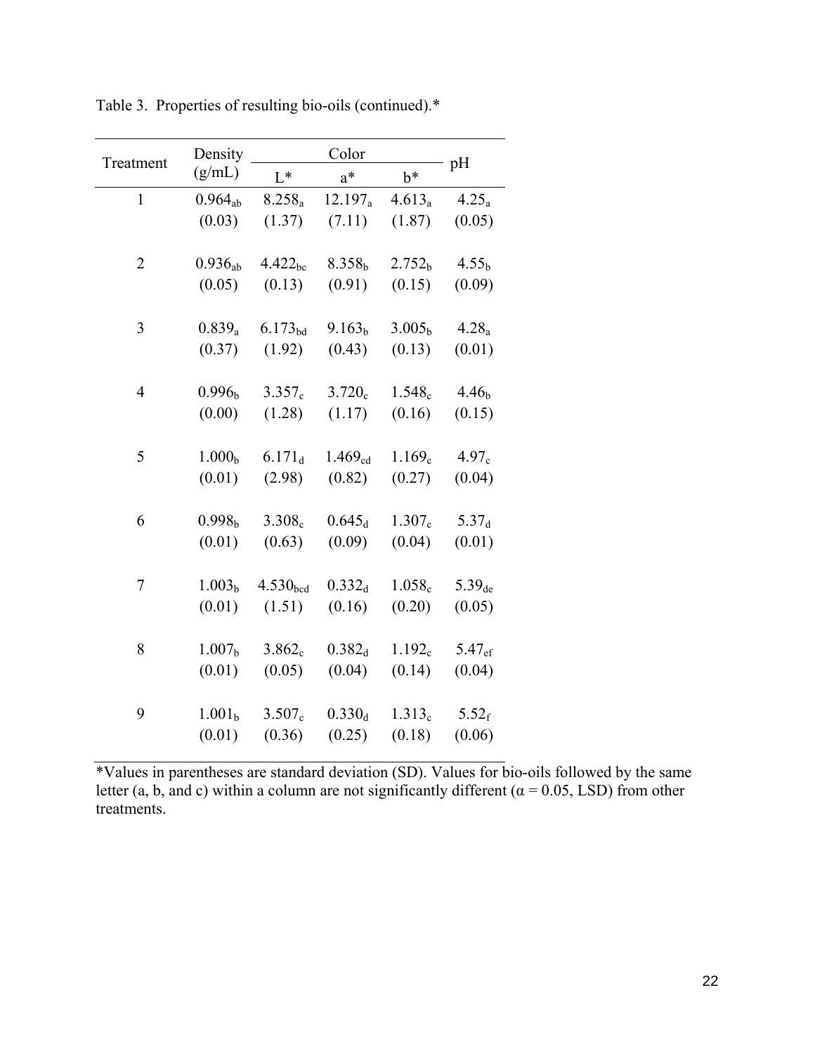Table 3. Properties of resulting bio-oils (continued).*

| Treatment | Density (g/mL) | Color | | | pH |
|---|---|---|---|---|---|
| | | L* | a* | b* | |
| 1 | $0.964_{ab}$ | $8.258_{a}$ | $12.197_{a}$ | $4.613_{a}$ | $4.25_{a}$ |
| | (0.03) | (1.37) | (7.11) | (1.87) | (0.05) |
| 2 | $0.936_{ab}$ | $4.422_{bc}$ | $8.358_{b}$ | $2.752_{b}$ | $4.55_{b}$ |
| | (0.05) | (0.13) | (0.91) | (0.15) | (0.09) |
| 3 | $0.839_{a}$ | $6.173_{bd}$ | $9.163_{b}$ | $3.005_{b}$ | $4.28_{a}$ |
| | (0.37) | (1.92) | (0.43) | (0.13) | (0.01) |
| 4 | $0.996_{b}$ | $3.357_{c}$ | $3.720_{c}$ | $1.548_{c}$ | $4.46_{b}$ |
| | (0.00) | (1.28) | (1.17) | (0.16) | (0.15) |
| 5 | $1.000_{b}$ | $6.171_{d}$ | $1.469_{cd}$ | $1.169_{c}$ | $4.97_{c}$ |
| | (0.01) | (2.98) | (0.82) | (0.27) | (0.04) |
| 6 | $0.998_{b}$ | $3.308_{c}$ | $0.645_{d}$ | $1.307_{c}$ | $5.37_{d}$ |
| | (0.01) | (0.63) | (0.09) | (0.04) | (0.01) |
| 7 | $1.003_{b}$ | $4.530_{bcd}$ | $0.332_{d}$ | $1.058_{c}$ | $5.39_{de}$ |
| | (0.01) | (1.51) | (0.16) | (0.20) | (0.05) |
| 8 | $1.007_{b}$ | $3.862_{c}$ | $0.382_{d}$ | $1.192_{c}$ | $5.47_{ef}$ |
| | (0.01) | (0.05) | (0.04) | (0.14) | (0.04) |
| 9 | $1.001_{b}$ | $3.507_{c}$ | $0.330_{d}$ | $1.313_{c}$ | $5.52_{f}$ |
| | (0.01) | (0.36) | (0.25) | (0.18) | (0.06) |

*Values in parentheses are standard deviation (SD). Values for bio-oils followed by the same letter (a, b, and c) within a column are not significantly different ($\alpha = 0.05$, LSD) from other treatments.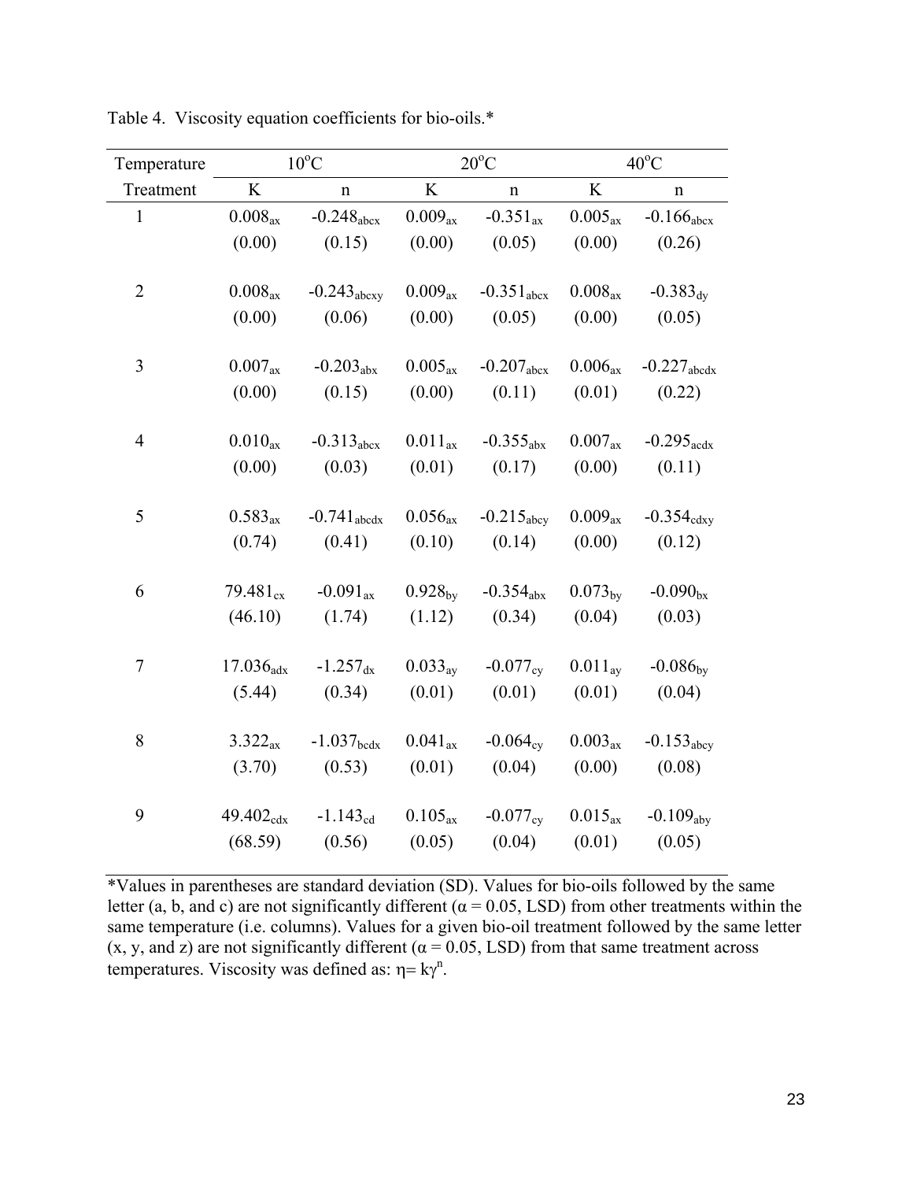Table 4. Viscosity equation coefficients for bio-oils.*

| Temperature | 10°C | | 20°C | | 40°C | |
|---|---|---|---|---|---|---|
| Treatment | K | n | K | n | K | n |
| 1 | $0.008_{ax}$ | $-0.248_{abcx}$ | $0.009_{ax}$ | $-0.351_{ax}$ | $0.005_{ax}$ | $-0.166_{abcx}$ |
| | (0.00) | (0.15) | (0.00) | (0.05) | (0.00) | (0.26) |
| 2 | $0.008_{ax}$ | $-0.243_{abcxy}$ | $0.009_{ax}$ | $-0.351_{abcx}$ | $0.008_{ax}$ | $-0.383_{dy}$ |
| | (0.00) | (0.06) | (0.00) | (0.05) | (0.00) | (0.05) |
| 3 | $0.007_{ax}$ | $-0.203_{abx}$ | $0.005_{ax}$ | $-0.207_{abcx}$ | $0.006_{ax}$ | $-0.227_{abcdx}$ |
| | (0.00) | (0.15) | (0.00) | (0.11) | (0.01) | (0.22) |
| 4 | $0.010_{ax}$ | $-0.313_{abcx}$ | $0.011_{ax}$ | $-0.355_{abx}$ | $0.007_{ax}$ | $-0.295_{acdx}$ |
| | (0.00) | (0.03) | (0.01) | (0.17) | (0.00) | (0.11) |
| 5 | $0.583_{ax}$ | $-0.741_{abcdx}$ | $0.056_{ax}$ | $-0.215_{abcy}$ | $0.009_{ax}$ | $-0.354_{cdxy}$ |
| | (0.74) | (0.41) | (0.10) | (0.14) | (0.00) | (0.12) |
| 6 | $79.481_{cx}$ | $-0.091_{ax}$ | $0.928_{by}$ | $-0.354_{abx}$ | $0.073_{by}$ | $-0.090_{bx}$ |
| | (46.10) | (1.74) | (1.12) | (0.34) | (0.04) | (0.03) |
| 7 | $17.036_{adx}$ | $-1.257_{dx}$ | $0.033_{ay}$ | $-0.077_{cy}$ | $0.011_{ay}$ | $-0.086_{by}$ |
| | (5.44) | (0.34) | (0.01) | (0.01) | (0.01) | (0.04) |
| 8 | $3.322_{ax}$ | $-1.037_{bcdx}$ | $0.041_{ax}$ | $-0.064_{cy}$ | $0.003_{ax}$ | $-0.153_{abcy}$ |
| | (3.70) | (0.53) | (0.01) | (0.04) | (0.00) | (0.08) |
| 9 | $49.402_{cdx}$ | $-1.143_{cd}$ | $0.105_{ax}$ | $-0.077_{cy}$ | $0.015_{ax}$ | $-0.109_{aby}$ |
| | (68.59) | (0.56) | (0.05) | (0.04) | (0.01) | (0.05) |

*Values in parentheses are standard deviation (SD). Values for bio-oils followed by the same letter (a, b, and c) are not significantly different ($\alpha = 0.05$, LSD) from other treatments within the same temperature (i.e. columns). Values for a given bio-oil treatment followed by the same letter (x, y, and z) are not significantly different ($\alpha = 0.05$, LSD) from that same treatment across temperatures. Viscosity was defined as: $\eta = k\gamma^n$.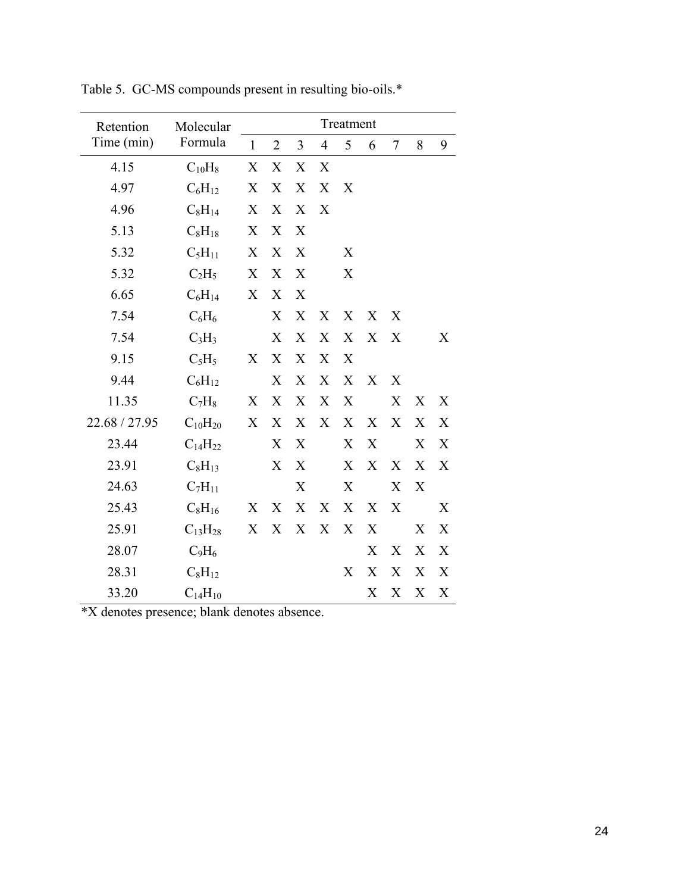Table 5. GC-MS compounds present in resulting bio-oils.*

| Retention Time (min) | Molecular Formula | Treatment | | | | | | | | |
|---|---|---|---|---|---|---|---|---|---|---|
| | | 1 | 2 | 3 | 4 | 5 | 6 | 7 | 8 | 9 |
| 4.15 | $C_{10}H_8$ | X | X | X | X | | | | | |
| 4.97 | $C_6H_{12}$ | X | X | X | X | X | | | | |
| 4.96 | $C_8H_{14}$ | X | X | X | X | | | | | |
| 5.13 | $C_8H_{18}$ | X | X | X | | | | | | |
| 5.32 | $C_5H_{11}$ | X | X | X | | X | | | | |
| 5.32 | $C_2H_5$ | X | X | X | | X | | | | |
| 6.65 | $C_6H_{14}$ | X | X | X | | | | | | |
| 7.54 | $C_6H_6$ | | X | X | X | X | X | X | | |
| 7.54 | $C_3H_3$ | | X | X | X | X | X | X | | X |
| 9.15 | $C_5H_5$ | X | X | X | X | X | | | | |
| 9.44 | $C_6H_{12}$ | | X | X | X | X | X | X | | |
| 11.35 | $C_7H_8$ | X | X | X | X | X | | X | X | X |
| 22.68 / 27.95 | $C_{10}H_{20}$ | X | X | X | X | X | X | X | X | X |
| 23.44 | $C_{14}H_{22}$ | | X | X | | X | X | | X | X |
| 23.91 | $C_8H_{13}$ | | X | X | | X | X | X | X | X |
| 24.63 | $C_7H_{11}$ | | | X | | X | | X | X | |
| 25.43 | $C_8H_{16}$ | X | X | X | X | X | X | X | | X |
| 25.91 | $C_{13}H_{28}$ | X | X | X | X | X | X | | X | X |
| 28.07 | $C_9H_6$ | | | | | | X | X | X | X |
| 28.31 | $C_8H_{12}$ | | | | | X | X | X | X | X |
| 33.20 | $C_{14}H_{10}$ | | | | | | X | X | X | X |

*X denotes presence; blank denotes absence.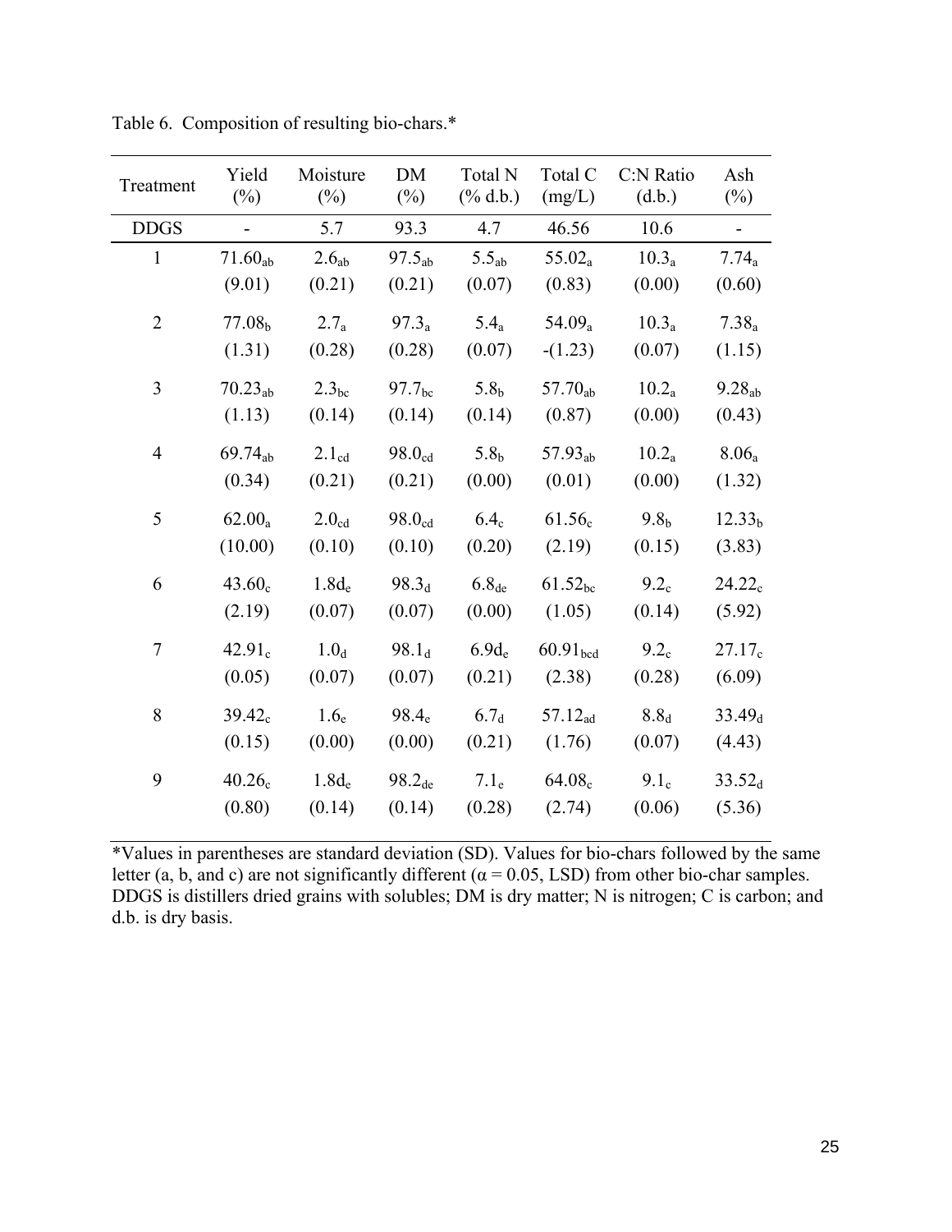Table 6. Composition of resulting bio-chars.*

| Treatment | Yield (%) | Moisture (%) | DM (%) | Total N (% d.b.) | Total C (mg/L) | C:N Ratio (d.b.) | Ash (%) |
|---|---|---|---|---|---|---|---|
| DDGS | - | 5.7 | 93.3 | 4.7 | 46.56 | 10.6 | - |
| 1 | $71.60_{ab}$ | $2.6_{ab}$ | $97.5_{ab}$ | $5.5_{ab}$ | $55.02_{a}$ | $10.3_{a}$ | $7.74_{a}$ |
| | (9.01) | (0.21) | (0.21) | (0.07) | (0.83) | (0.00) | (0.60) |
| 2 | $77.08_{b}$ | $2.7_{a}$ | $97.3_{a}$ | $5.4_{a}$ | $54.09_{a}$ | $10.3_{a}$ | $7.38_{a}$ |
| | (1.31) | (0.28) | (0.28) | (0.07) | -(1.23) | (0.07) | (1.15) |
| 3 | $70.23_{ab}$ | $2.3_{bc}$ | $97.7_{bc}$ | $5.8_{b}$ | $57.70_{ab}$ | $10.2_{a}$ | $9.28_{ab}$ |
| | (1.13) | (0.14) | (0.14) | (0.14) | (0.87) | (0.00) | (0.43) |
| 4 | $69.74_{ab}$ | $2.1_{cd}$ | $98.0_{cd}$ | $5.8_{b}$ | $57.93_{ab}$ | $10.2_{a}$ | $8.06_{a}$ |
| | (0.34) | (0.21) | (0.21) | (0.00) | (0.01) | (0.00) | (1.32) |
| 5 | $62.00_{a}$ | $2.0_{cd}$ | $98.0_{cd}$ | $6.4_{c}$ | $61.56_{c}$ | $9.8_{b}$ | $12.33_{b}$ |
| | (10.00) | (0.10) | (0.10) | (0.20) | (2.19) | (0.15) | (3.83) |
| 6 | $43.60_{c}$ | $1.8d_{e}$ | $98.3_{d}$ | $6.8_{de}$ | $61.52_{bc}$ | $9.2_{c}$ | $24.22_{c}$ |
| | (2.19) | (0.07) | (0.07) | (0.00) | (1.05) | (0.14) | (5.92) |
| 7 | $42.91_{c}$ | $1.0_{d}$ | $98.1_{d}$ | $6.9d_{e}$ | $60.91_{bcd}$ | $9.2_{c}$ | $27.17_{c}$ |
| | (0.05) | (0.07) | (0.07) | (0.21) | (2.38) | (0.28) | (6.09) |
| 8 | $39.42_{c}$ | $1.6_{e}$ | $98.4_{e}$ | $6.7_{d}$ | $57.12_{ad}$ | $8.8_{d}$ | $33.49_{d}$ |
| | (0.15) | (0.00) | (0.00) | (0.21) | (1.76) | (0.07) | (4.43) |
| 9 | $40.26_{c}$ | $1.8d_{e}$ | $98.2_{de}$ | $7.1_{e}$ | $64.08_{c}$ | $9.1_{c}$ | $33.52_{d}$ |
| | (0.80) | (0.14) | (0.14) | (0.28) | (2.74) | (0.06) | (5.36) |

*Values in parentheses are standard deviation (SD). Values for bio-chars followed by the same letter (a, b, and c) are not significantly different ($\alpha = 0.05$, LSD) from other bio-char samples. DDGS is distillers dried grains with solubles; DM is dry matter; N is nitrogen; C is carbon; and d.b. is dry basis.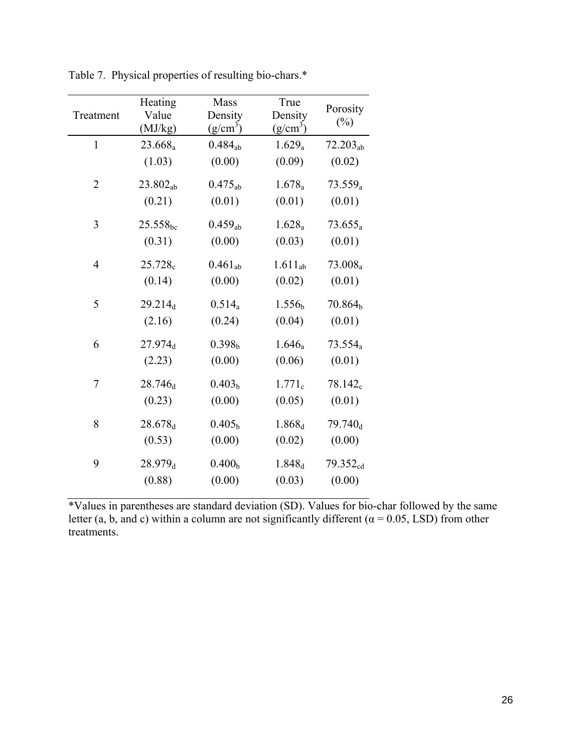Table 7. Physical properties of resulting bio-chars.*

| Treatment | Heating Value (MJ/kg) | Mass Density (g/cm$^3$) | True Density (g/cm$^3$) | Porosity (%) |
|---|---|---|---|---|
| 1 | 23.668$_{a}$ | 0.484$_{ab}$ | 1.629$_{a}$ | 72.203$_{ab}$ |
| | (1.03) | (0.00) | (0.09) | (0.02) |
| 2 | 23.802$_{ab}$ | 0.475$_{ab}$ | 1.678$_{a}$ | 73.559$_{a}$ |
| | (0.21) | (0.01) | (0.01) | (0.01) |
| 3 | 25.558$_{bc}$ | 0.459$_{ab}$ | 1.628$_{a}$ | 73.655$_{a}$ |
| | (0.31) | (0.00) | (0.03) | (0.01) |
| 4 | 25.728$_{c}$ | 0.461$_{ab}$ | 1.611$_{ab}$ | 73.008$_{a}$ |
| | (0.14) | (0.00) | (0.02) | (0.01) |
| 5 | 29.214$_{d}$ | 0.514$_{a}$ | 1.556$_{b}$ | 70.864$_{b}$ |
| | (2.16) | (0.24) | (0.04) | (0.01) |
| 6 | 27.974$_{d}$ | 0.398$_{b}$ | 1.646$_{a}$ | 73.554$_{a}$ |
| | (2.23) | (0.00) | (0.06) | (0.01) |
| 7 | 28.746$_{d}$ | 0.403$_{b}$ | 1.771$_{c}$ | 78.142$_{c}$ |
| | (0.23) | (0.00) | (0.05) | (0.01) |
| 8 | 28.678$_{d}$ | 0.405$_{b}$ | 1.868$_{d}$ | 79.740$_{d}$ |
| | (0.53) | (0.00) | (0.02) | (0.00) |
| 9 | 28.979$_{d}$ | 0.400$_{b}$ | 1.848$_{d}$ | 79.352$_{cd}$ |
| | (0.88) | (0.00) | (0.03) | (0.00) |

*Values in parentheses are standard deviation (SD). Values for bio-char followed by the same letter (a, b, and c) within a column are not significantly different ($\alpha = 0.05$, LSD) from other treatments.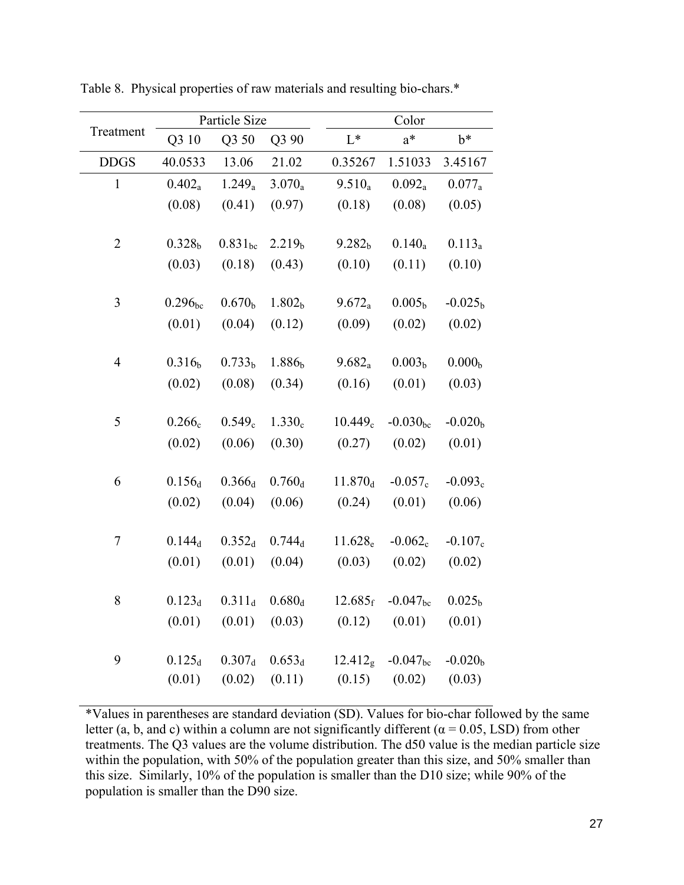Table 8. Physical properties of raw materials and resulting bio-chars.*

| Treatment | Particle Size | | | Color | | |
|---|---|---|---|---|---|---|
| | Q3 10 | Q3 50 | Q3 90 | L* | a* | b* |
| DDGS | 40.0533 | 13.06 | 21.02 | 0.35267 | 1.51033 | 3.45167 |
| 1 | $0.402_{a}$ | $1.249_{a}$ | $3.070_{a}$ | $9.510_{a}$ | $0.092_{a}$ | $0.077_{a}$ |
| | (0.08) | (0.41) | (0.97) | (0.18) | (0.08) | (0.05) |
| 2 | $0.328_{b}$ | $0.831_{bc}$ | $2.219_{b}$ | $9.282_{b}$ | $0.140_{a}$ | $0.113_{a}$ |
| | (0.03) | (0.18) | (0.43) | (0.10) | (0.11) | (0.10) |
| 3 | $0.296_{bc}$ | $0.670_{b}$ | $1.802_{b}$ | $9.672_{a}$ | $0.005_{b}$ | $-0.025_{b}$ |
| | (0.01) | (0.04) | (0.12) | (0.09) | (0.02) | (0.02) |
| 4 | $0.316_{b}$ | $0.733_{b}$ | $1.886_{b}$ | $9.682_{a}$ | $0.003_{b}$ | $0.000_{b}$ |
| | (0.02) | (0.08) | (0.34) | (0.16) | (0.01) | (0.03) |
| 5 | $0.266_{c}$ | $0.549_{c}$ | $1.330_{c}$ | $10.449_{c}$ | $-0.030_{bc}$ | $-0.020_{b}$ |
| | (0.02) | (0.06) | (0.30) | (0.27) | (0.02) | (0.01) |
| 6 | $0.156_{d}$ | $0.366_{d}$ | $0.760_{d}$ | $11.870_{d}$ | $-0.057_{c}$ | $-0.093_{c}$ |
| | (0.02) | (0.04) | (0.06) | (0.24) | (0.01) | (0.06) |
| 7 | $0.144_{d}$ | $0.352_{d}$ | $0.744_{d}$ | $11.628_{e}$ | $-0.062_{c}$ | $-0.107_{c}$ |
| | (0.01) | (0.01) | (0.04) | (0.03) | (0.02) | (0.02) |
| 8 | $0.123_{d}$ | $0.311_{d}$ | $0.680_{d}$ | $12.685_{f}$ | $-0.047_{bc}$ | $0.025_{b}$ |
| | (0.01) | (0.01) | (0.03) | (0.12) | (0.01) | (0.01) |
| 9 | $0.125_{d}$ | $0.307_{d}$ | $0.653_{d}$ | $12.412_{g}$ | $-0.047_{bc}$ | $-0.020_{b}$ |
| | (0.01) | (0.02) | (0.11) | (0.15) | (0.02) | (0.03) |

*Values in parentheses are standard deviation (SD). Values for bio-char followed by the same letter (a, b, and c) within a column are not significantly different ($\alpha = 0.05$, LSD) from other treatments. The Q3 values are the volume distribution. The d50 value is the median particle size within the population, with 50% of the population greater than this size, and 50% smaller than this size. Similarly, 10% of the population is smaller than the D10 size; while 90% of the population is smaller than the D90 size.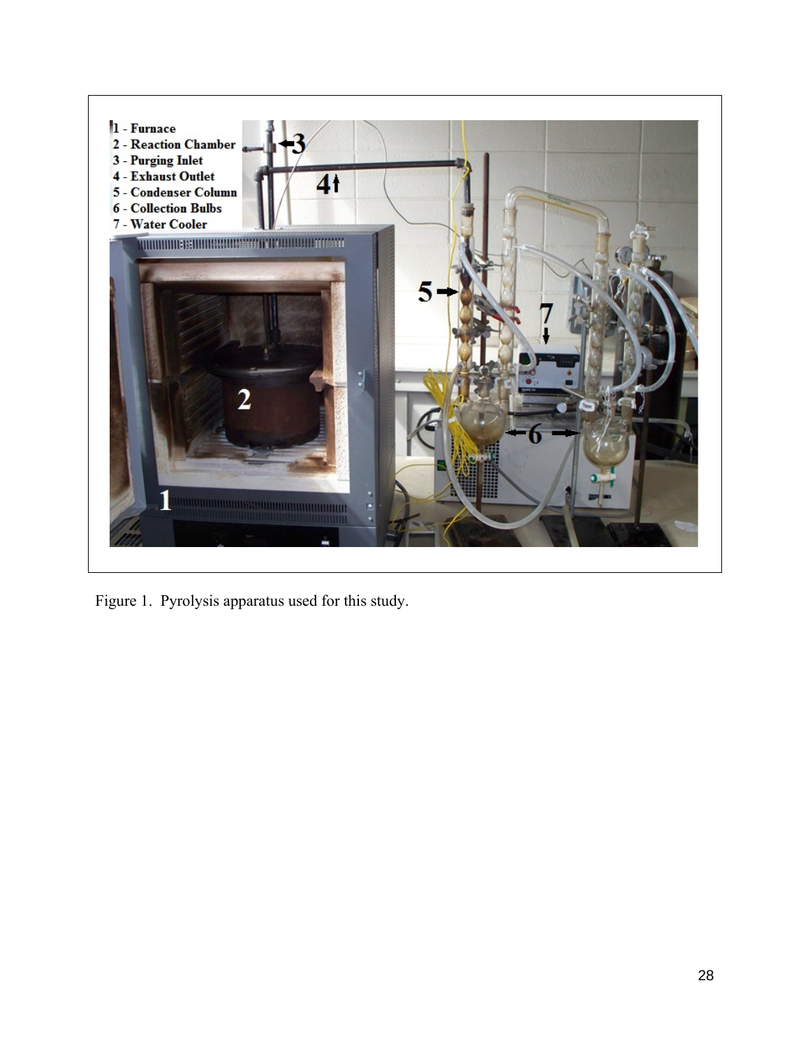1 - Furnace
2 - Reaction Chamber
3 - Purging Inlet
4 - Exhaust Outlet
5 - Condenser Column
6 - Collection Bulbs
7 - Water Cooler

Figure 1. Pyrolysis apparatus used for this study.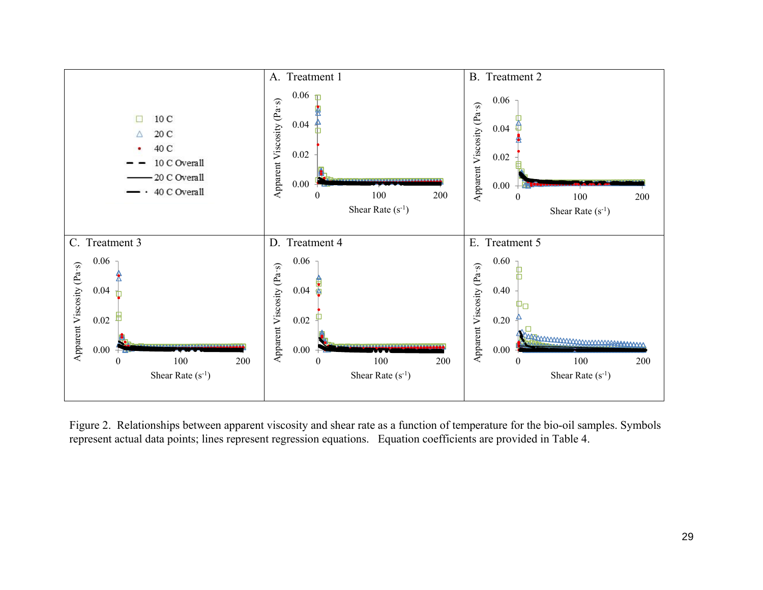Figure 2. Relationships between apparent viscosity and shear rate as a function of temperature for the bio-oil samples. Symbols represent actual data points; lines represent regression equations. Equation coefficients are provided in Table 4.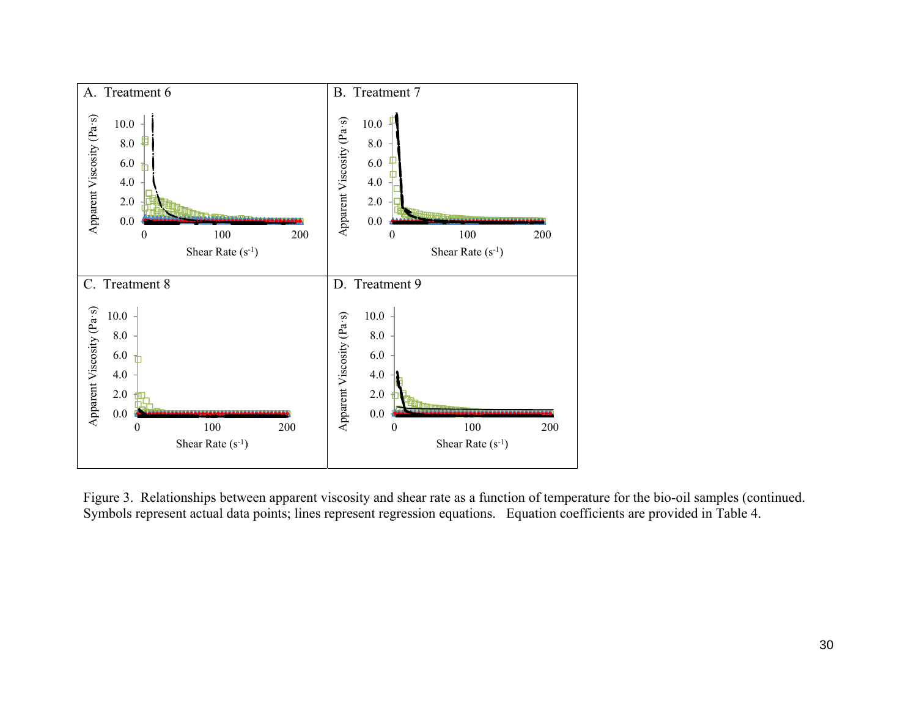A. Treatment 6

Apparent Viscosity (Pa·s)

10.0
8.0
6.0
4.0
2.0
0.0

0
100
200

Shear Rate ($s^{-1}$)

B. Treatment 7

Apparent Viscosity (Pa·s)

10.0
8.0
6.0
4.0
2.0
0.0

0
100
200

Shear Rate ($s^{-1}$)

C. Treatment 8

Apparent Viscosity (Pa·s)

10.0
8.0
6.0
4.0
2.0
0.0

0
100
200

Shear Rate ($s^{-1}$)

D. Treatment 9

Apparent Viscosity (Pa·s)

10.0
8.0
6.0
4.0
2.0
0.0

0
100
200

Shear Rate ($s^{-1}$)

Figure 3. Relationships between apparent viscosity and shear rate as a function of temperature for the bio-oil samples (continued. Symbols represent actual data points; lines represent regression equations. Equation coefficients are provided in Table 4.